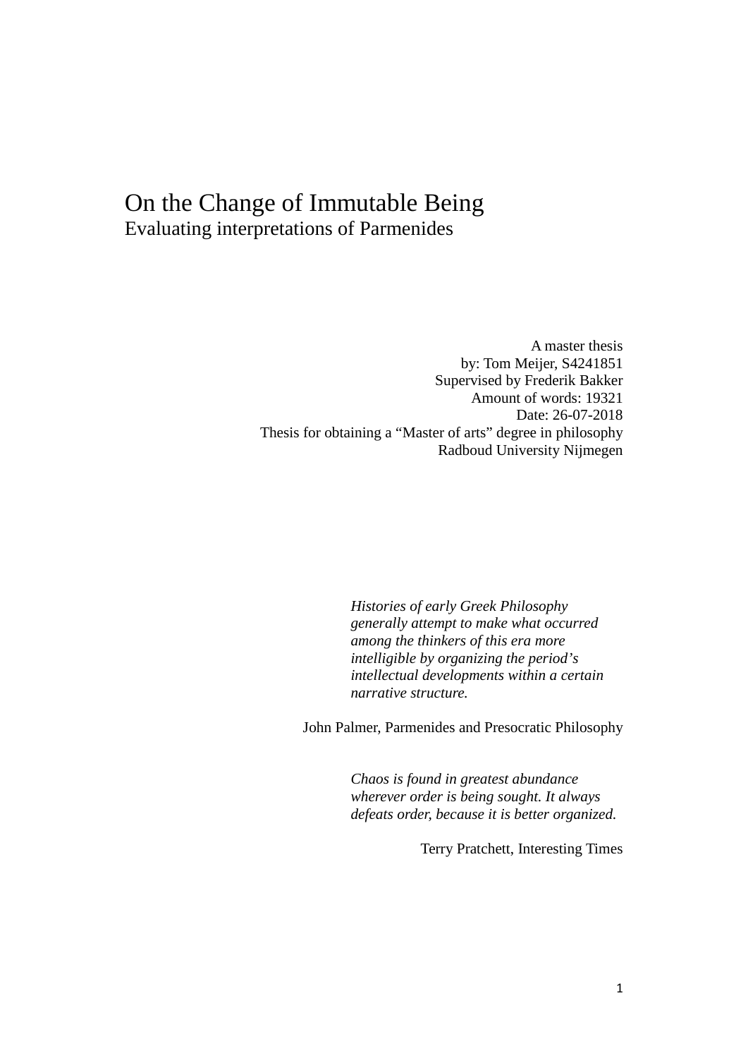# On the Change of Immutable Being

## Evaluating interpretations of Parmenides

A master thesis
by: Tom Meijer, S4241851
Supervised by Frederik Bakker
Amount of words: 19321
Date: 26-07-2018
Thesis for obtaining a "Master of arts" degree in philosophy
Radboud University Nijmegen

> *Histories of early Greek Philosophy generally attempt to make what occurred among the thinkers of this era more intelligible by organizing the period's intellectual developments within a certain narrative structure.*
>
> John Palmer, Parmenides and Presocratic Philosophy

> *Chaos is found in greatest abundance wherever order is being sought. It always defeats order, because it is better organized.*
>
> Terry Pratchett, Interesting Times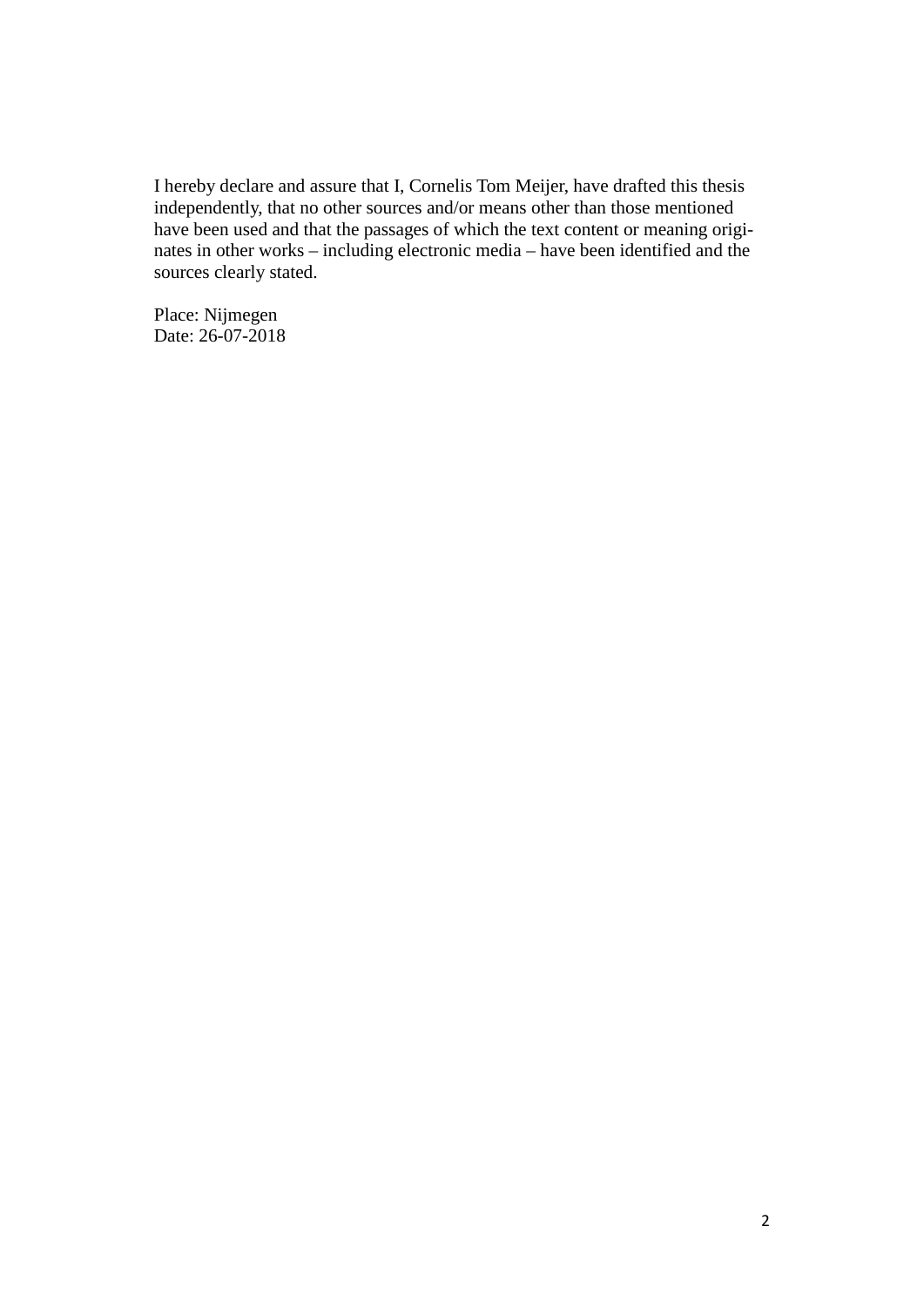I hereby declare and assure that I, Cornelis Tom Meijer, have drafted this thesis independently, that no other sources and/or means other than those mentioned have been used and that the passages of which the text content or meaning originates in other works – including electronic media – have been identified and the sources clearly stated.

Place: Nijmegen
Date: 26-07-2018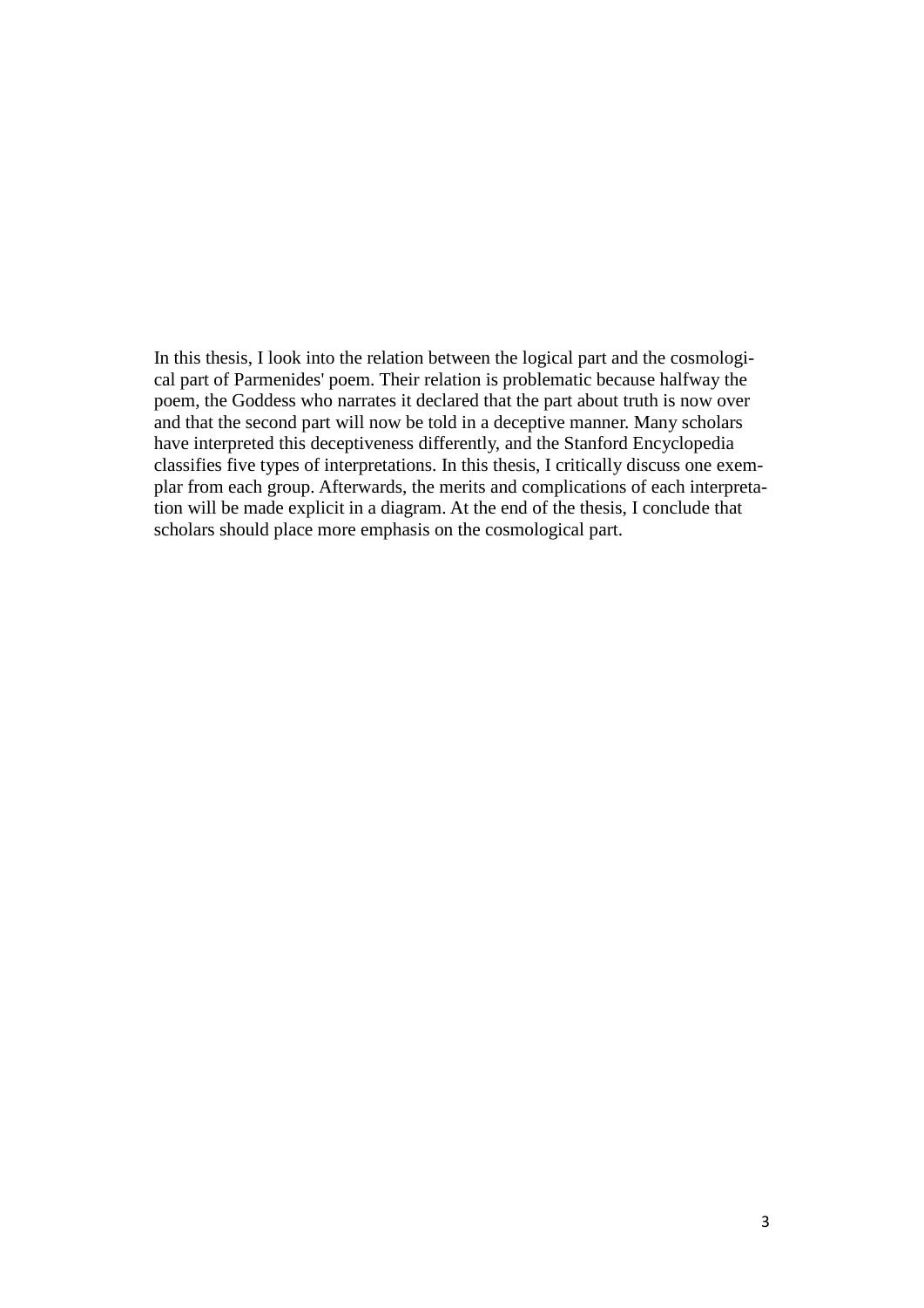In this thesis, I look into the relation between the logical part and the cosmological part of Parmenides' poem. Their relation is problematic because halfway the poem, the Goddess who narrates it declared that the part about truth is now over and that the second part will now be told in a deceptive manner. Many scholars have interpreted this deceptiveness differently, and the Stanford Encyclopedia classifies five types of interpretations. In this thesis, I critically discuss one exemplar from each group. Afterwards, the merits and complications of each interpretation will be made explicit in a diagram. At the end of the thesis, I conclude that scholars should place more emphasis on the cosmological part.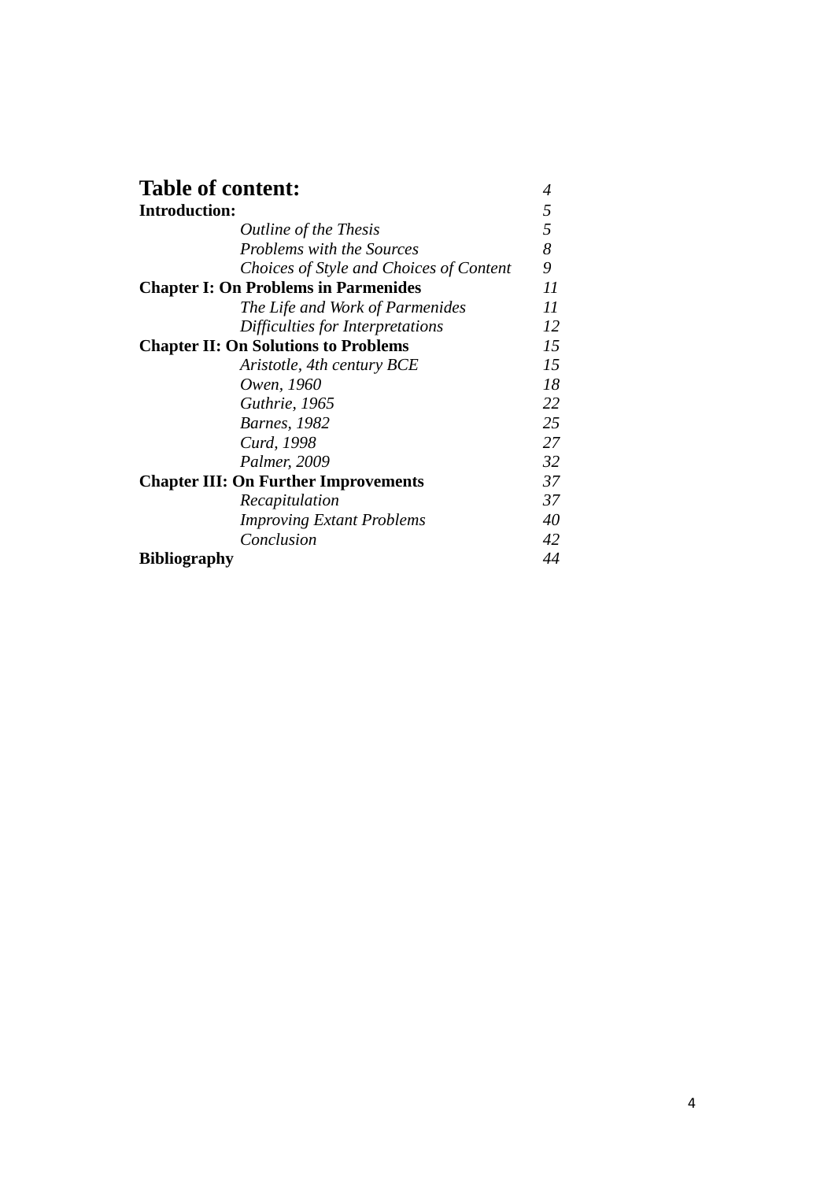# Table of content: *4*

**Introduction:** *5*

- *Outline of the Thesis* *5*
- *Problems with the Sources* *8*
- *Choices of Style and Choices of Content* *9*

**Chapter I: On Problems in Parmenides** *11*

- *The Life and Work of Parmenides* *11*
- *Difficulties for Interpretations* *12*

**Chapter II: On Solutions to Problems** *15*

- *Aristotle, 4th century BCE* *15*
- *Owen, 1960* *18*
- *Guthrie, 1965* *22*
- *Barnes, 1982* *25*
- *Curd, 1998* *27*
- *Palmer, 2009* *32*

**Chapter III: On Further Improvements** *37*

- *Recapitulation* *37*
- *Improving Extant Problems* *40*
- *Conclusion* *42*

**Bibliography** *44*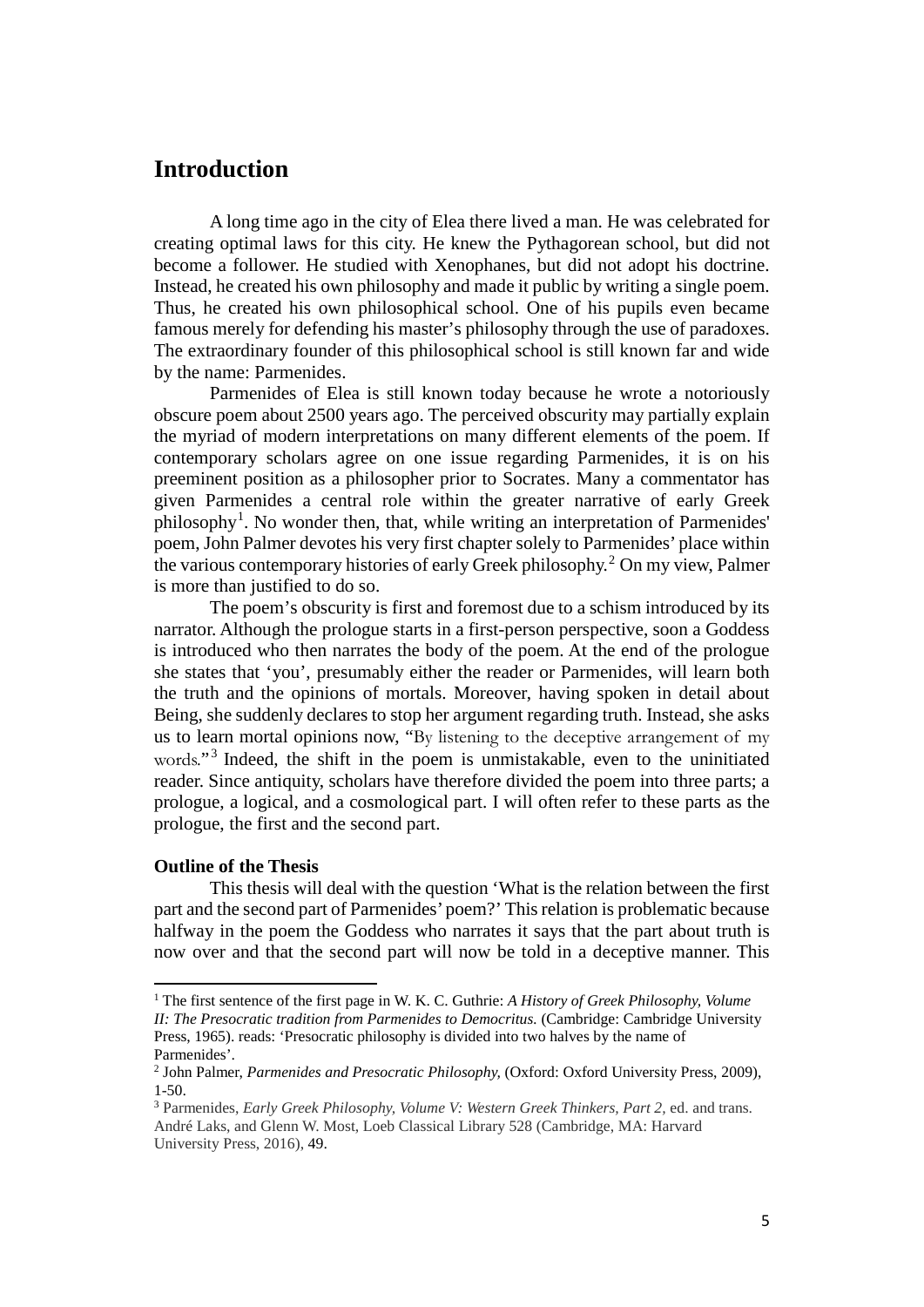# Introduction

A long time ago in the city of Elea there lived a man. He was celebrated for creating optimal laws for this city. He knew the Pythagorean school, but did not become a follower. He studied with Xenophanes, but did not adopt his doctrine. Instead, he created his own philosophy and made it public by writing a single poem. Thus, he created his own philosophical school. One of his pupils even became famous merely for defending his master's philosophy through the use of paradoxes. The extraordinary founder of this philosophical school is still known far and wide by the name: Parmenides.

Parmenides of Elea is still known today because he wrote a notoriously obscure poem about 2500 years ago. The perceived obscurity may partially explain the myriad of modern interpretations on many different elements of the poem. If contemporary scholars agree on one issue regarding Parmenides, it is on his preeminent position as a philosopher prior to Socrates. Many a commentator has given Parmenides a central role within the greater narrative of early Greek philosophy[1]. No wonder then, that, while writing an interpretation of Parmenides' poem, John Palmer devotes his very first chapter solely to Parmenides' place within the various contemporary histories of early Greek philosophy.[2] On my view, Palmer is more than justified to do so.

The poem's obscurity is first and foremost due to a schism introduced by its narrator. Although the prologue starts in a first-person perspective, soon a Goddess is introduced who then narrates the body of the poem. At the end of the prologue she states that 'you', presumably either the reader or Parmenides, will learn both the truth and the opinions of mortals. Moreover, having spoken in detail about Being, she suddenly declares to stop her argument regarding truth. Instead, she asks us to learn mortal opinions now, "By listening to the deceptive arrangement of my words."[3] Indeed, the shift in the poem is unmistakable, even to the uninitiated reader. Since antiquity, scholars have therefore divided the poem into three parts; a prologue, a logical, and a cosmological part. I will often refer to these parts as the prologue, the first and the second part.

**Outline of the Thesis**

This thesis will deal with the question 'What is the relation between the first part and the second part of Parmenides' poem?' This relation is problematic because halfway in the poem the Goddess who narrates it says that the part about truth is now over and that the second part will now be told in a deceptive manner. This

---

[1] The first sentence of the first page in W. K. C. Guthrie: *A History of Greek Philosophy, Volume II: The Presocratic tradition from Parmenides to Democritus.* (Cambridge: Cambridge University Press, 1965). reads: 'Presocratic philosophy is divided into two halves by the name of Parmenides'.

[2] John Palmer, *Parmenides and Presocratic Philosophy,* (Oxford: Oxford University Press, 2009), 1-50.

[3] Parmenides, *Early Greek Philosophy, Volume V: Western Greek Thinkers, Part 2,* ed. and trans. André Laks, and Glenn W. Most, Loeb Classical Library 528 (Cambridge, MA: Harvard University Press, 2016), 49.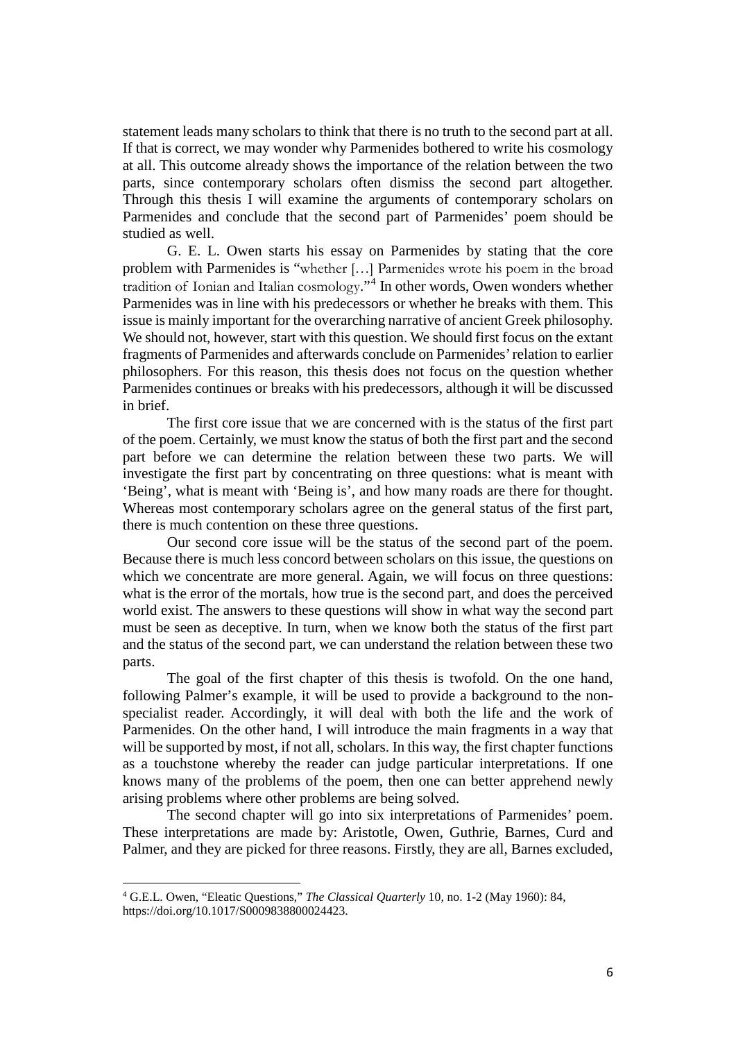statement leads many scholars to think that there is no truth to the second part at all. If that is correct, we may wonder why Parmenides bothered to write his cosmology at all. This outcome already shows the importance of the relation between the two parts, since contemporary scholars often dismiss the second part altogether. Through this thesis I will examine the arguments of contemporary scholars on Parmenides and conclude that the second part of Parmenides' poem should be studied as well.

G. E. L. Owen starts his essay on Parmenides by stating that the core problem with Parmenides is "whether […] Parmenides wrote his poem in the broad tradition of Ionian and Italian cosmology."[4] In other words, Owen wonders whether Parmenides was in line with his predecessors or whether he breaks with them. This issue is mainly important for the overarching narrative of ancient Greek philosophy. We should not, however, start with this question. We should first focus on the extant fragments of Parmenides and afterwards conclude on Parmenides' relation to earlier philosophers. For this reason, this thesis does not focus on the question whether Parmenides continues or breaks with his predecessors, although it will be discussed in brief.

The first core issue that we are concerned with is the status of the first part of the poem. Certainly, we must know the status of both the first part and the second part before we can determine the relation between these two parts. We will investigate the first part by concentrating on three questions: what is meant with 'Being', what is meant with 'Being is', and how many roads are there for thought. Whereas most contemporary scholars agree on the general status of the first part, there is much contention on these three questions.

Our second core issue will be the status of the second part of the poem. Because there is much less concord between scholars on this issue, the questions on which we concentrate are more general. Again, we will focus on three questions: what is the error of the mortals, how true is the second part, and does the perceived world exist. The answers to these questions will show in what way the second part must be seen as deceptive. In turn, when we know both the status of the first part and the status of the second part, we can understand the relation between these two parts.

The goal of the first chapter of this thesis is twofold. On the one hand, following Palmer's example, it will be used to provide a background to the non-specialist reader. Accordingly, it will deal with both the life and the work of Parmenides. On the other hand, I will introduce the main fragments in a way that will be supported by most, if not all, scholars. In this way, the first chapter functions as a touchstone whereby the reader can judge particular interpretations. If one knows many of the problems of the poem, then one can better apprehend newly arising problems where other problems are being solved.

The second chapter will go into six interpretations of Parmenides' poem. These interpretations are made by: Aristotle, Owen, Guthrie, Barnes, Curd and Palmer, and they are picked for three reasons. Firstly, they are all, Barnes excluded,

---

[4] G.E.L. Owen, "Eleatic Questions," *The Classical Quarterly* 10, no. 1-2 (May 1960): 84, https://doi.org/10.1017/S0009838800024423.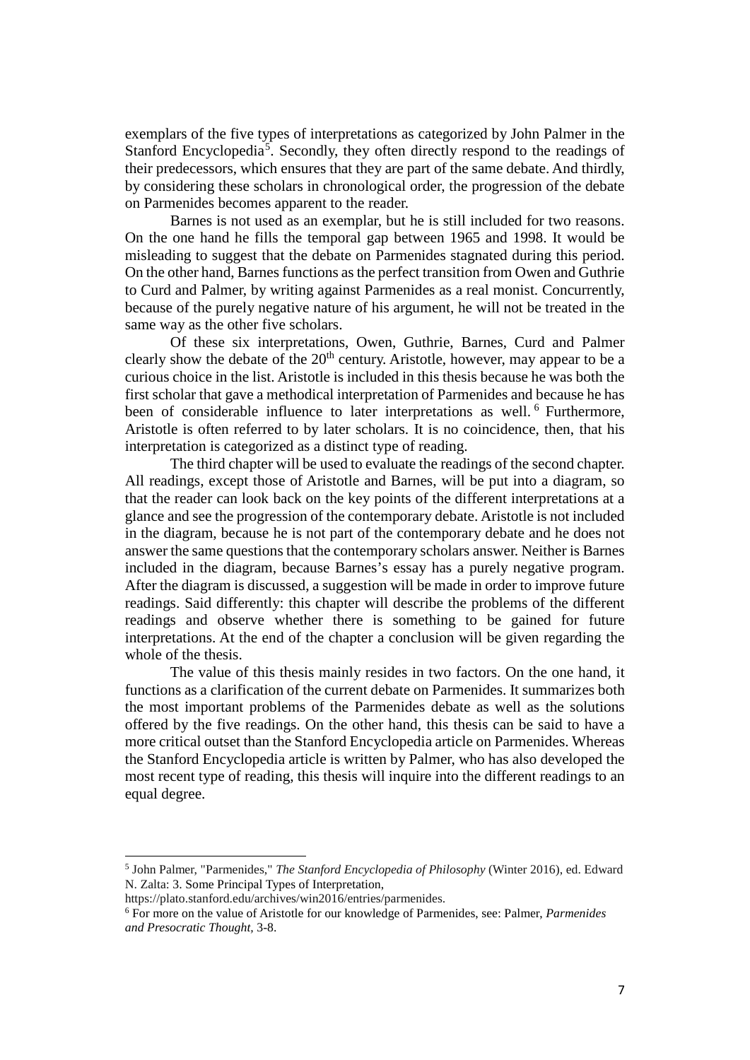exemplars of the five types of interpretations as categorized by John Palmer in the Stanford Encyclopedia[5]. Secondly, they often directly respond to the readings of their predecessors, which ensures that they are part of the same debate. And thirdly, by considering these scholars in chronological order, the progression of the debate on Parmenides becomes apparent to the reader.

Barnes is not used as an exemplar, but he is still included for two reasons. On the one hand he fills the temporal gap between 1965 and 1998. It would be misleading to suggest that the debate on Parmenides stagnated during this period. On the other hand, Barnes functions as the perfect transition from Owen and Guthrie to Curd and Palmer, by writing against Parmenides as a real monist. Concurrently, because of the purely negative nature of his argument, he will not be treated in the same way as the other five scholars.

Of these six interpretations, Owen, Guthrie, Barnes, Curd and Palmer clearly show the debate of the 20th century. Aristotle, however, may appear to be a curious choice in the list. Aristotle is included in this thesis because he was both the first scholar that gave a methodical interpretation of Parmenides and because he has been of considerable influence to later interpretations as well.[6] Furthermore, Aristotle is often referred to by later scholars. It is no coincidence, then, that his interpretation is categorized as a distinct type of reading.

The third chapter will be used to evaluate the readings of the second chapter. All readings, except those of Aristotle and Barnes, will be put into a diagram, so that the reader can look back on the key points of the different interpretations at a glance and see the progression of the contemporary debate. Aristotle is not included in the diagram, because he is not part of the contemporary debate and he does not answer the same questions that the contemporary scholars answer. Neither is Barnes included in the diagram, because Barnes's essay has a purely negative program. After the diagram is discussed, a suggestion will be made in order to improve future readings. Said differently: this chapter will describe the problems of the different readings and observe whether there is something to be gained for future interpretations. At the end of the chapter a conclusion will be given regarding the whole of the thesis.

The value of this thesis mainly resides in two factors. On the one hand, it functions as a clarification of the current debate on Parmenides. It summarizes both the most important problems of the Parmenides debate as well as the solutions offered by the five readings. On the other hand, this thesis can be said to have a more critical outset than the Stanford Encyclopedia article on Parmenides. Whereas the Stanford Encyclopedia article is written by Palmer, who has also developed the most recent type of reading, this thesis will inquire into the different readings to an equal degree.

---

[5] John Palmer, "Parmenides," *The Stanford Encyclopedia of Philosophy* (Winter 2016), ed. Edward N. Zalta: 3. Some Principal Types of Interpretation, https://plato.stanford.edu/archives/win2016/entries/parmenides.

[6] For more on the value of Aristotle for our knowledge of Parmenides, see: Palmer, *Parmenides and Presocratic Thought,* 3-8.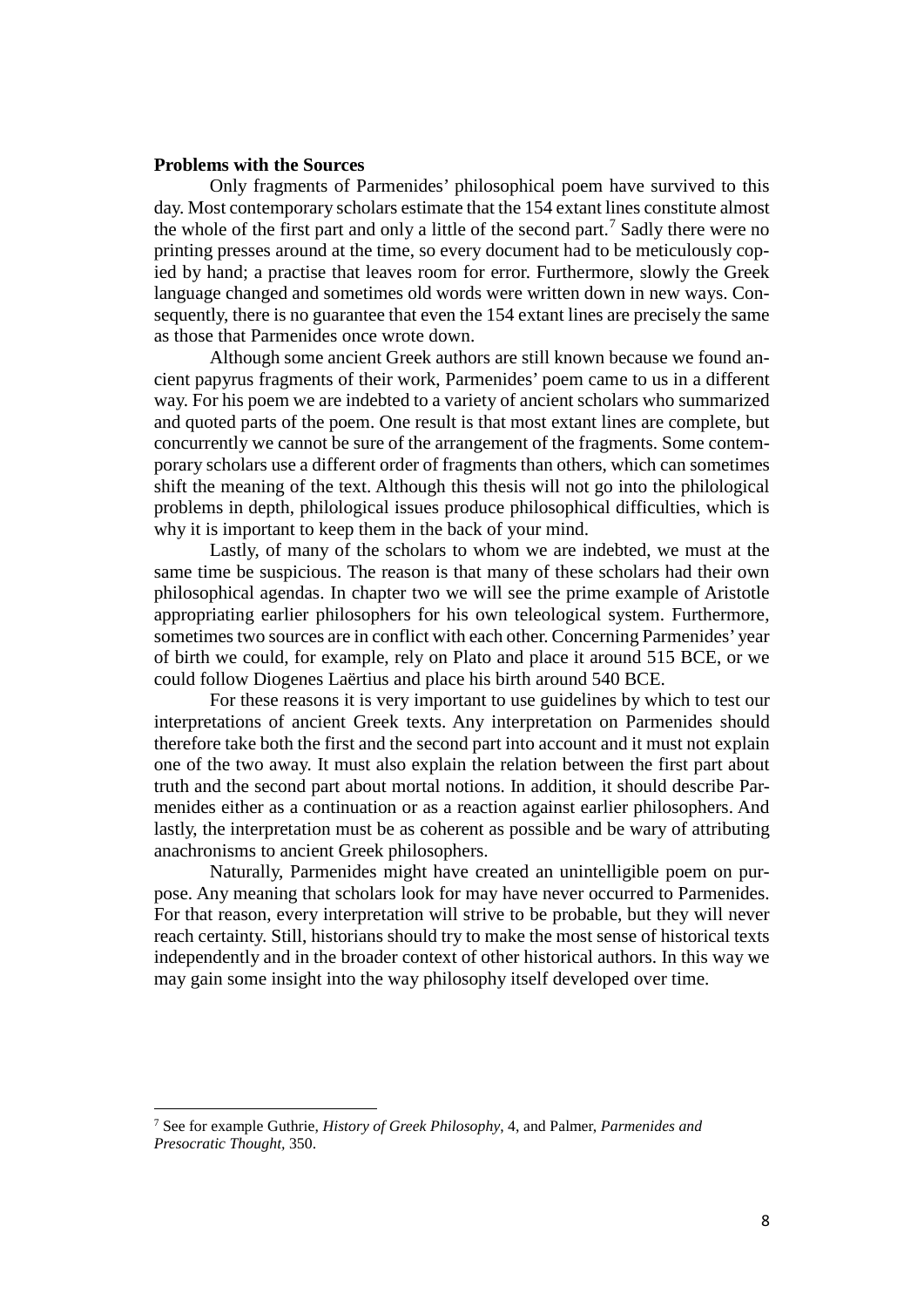**Problems with the Sources**

Only fragments of Parmenides' philosophical poem have survived to this day. Most contemporary scholars estimate that the 154 extant lines constitute almost the whole of the first part and only a little of the second part.[7] Sadly there were no printing presses around at the time, so every document had to be meticulously copied by hand; a practise that leaves room for error. Furthermore, slowly the Greek language changed and sometimes old words were written down in new ways. Consequently, there is no guarantee that even the 154 extant lines are precisely the same as those that Parmenides once wrote down.

Although some ancient Greek authors are still known because we found ancient papyrus fragments of their work, Parmenides' poem came to us in a different way. For his poem we are indebted to a variety of ancient scholars who summarized and quoted parts of the poem. One result is that most extant lines are complete, but concurrently we cannot be sure of the arrangement of the fragments. Some contemporary scholars use a different order of fragments than others, which can sometimes shift the meaning of the text. Although this thesis will not go into the philological problems in depth, philological issues produce philosophical difficulties, which is why it is important to keep them in the back of your mind.

Lastly, of many of the scholars to whom we are indebted, we must at the same time be suspicious. The reason is that many of these scholars had their own philosophical agendas. In chapter two we will see the prime example of Aristotle appropriating earlier philosophers for his own teleological system. Furthermore, sometimes two sources are in conflict with each other. Concerning Parmenides' year of birth we could, for example, rely on Plato and place it around 515 BCE, or we could follow Diogenes Laërtius and place his birth around 540 BCE.

For these reasons it is very important to use guidelines by which to test our interpretations of ancient Greek texts. Any interpretation on Parmenides should therefore take both the first and the second part into account and it must not explain one of the two away. It must also explain the relation between the first part about truth and the second part about mortal notions. In addition, it should describe Parmenides either as a continuation or as a reaction against earlier philosophers. And lastly, the interpretation must be as coherent as possible and be wary of attributing anachronisms to ancient Greek philosophers.

Naturally, Parmenides might have created an unintelligible poem on purpose. Any meaning that scholars look for may have never occurred to Parmenides. For that reason, every interpretation will strive to be probable, but they will never reach certainty. Still, historians should try to make the most sense of historical texts independently and in the broader context of other historical authors. In this way we may gain some insight into the way philosophy itself developed over time.

---

[7] See for example Guthrie, *History of Greek Philosophy*, 4, and Palmer, *Parmenides and Presocratic Thought*, 350.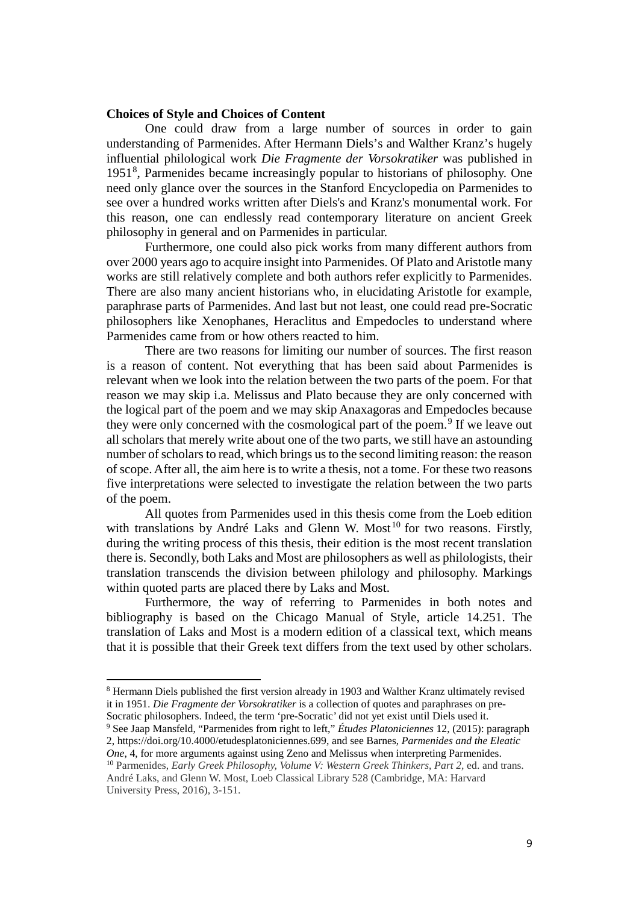**Choices of Style and Choices of Content**

One could draw from a large number of sources in order to gain understanding of Parmenides. After Hermann Diels's and Walther Kranz's hugely influential philological work *Die Fragmente der Vorsokratiker* was published in 1951[8], Parmenides became increasingly popular to historians of philosophy. One need only glance over the sources in the Stanford Encyclopedia on Parmenides to see over a hundred works written after Diels's and Kranz's monumental work. For this reason, one can endlessly read contemporary literature on ancient Greek philosophy in general and on Parmenides in particular.

Furthermore, one could also pick works from many different authors from over 2000 years ago to acquire insight into Parmenides. Of Plato and Aristotle many works are still relatively complete and both authors refer explicitly to Parmenides. There are also many ancient historians who, in elucidating Aristotle for example, paraphrase parts of Parmenides. And last but not least, one could read pre-Socratic philosophers like Xenophanes, Heraclitus and Empedocles to understand where Parmenides came from or how others reacted to him.

There are two reasons for limiting our number of sources. The first reason is a reason of content. Not everything that has been said about Parmenides is relevant when we look into the relation between the two parts of the poem. For that reason we may skip i.a. Melissus and Plato because they are only concerned with the logical part of the poem and we may skip Anaxagoras and Empedocles because they were only concerned with the cosmological part of the poem.[9] If we leave out all scholars that merely write about one of the two parts, we still have an astounding number of scholars to read, which brings us to the second limiting reason: the reason of scope. After all, the aim here is to write a thesis, not a tome. For these two reasons five interpretations were selected to investigate the relation between the two parts of the poem.

All quotes from Parmenides used in this thesis come from the Loeb edition with translations by André Laks and Glenn W. Most[10] for two reasons. Firstly, during the writing process of this thesis, their edition is the most recent translation there is. Secondly, both Laks and Most are philosophers as well as philologists, their translation transcends the division between philology and philosophy. Markings within quoted parts are placed there by Laks and Most.

Furthermore, the way of referring to Parmenides in both notes and bibliography is based on the Chicago Manual of Style, article 14.251. The translation of Laks and Most is a modern edition of a classical text, which means that it is possible that their Greek text differs from the text used by other scholars.

---

[8] Hermann Diels published the first version already in 1903 and Walther Kranz ultimately revised it in 1951. *Die Fragmente der Vorsokratiker* is a collection of quotes and paraphrases on pre-Socratic philosophers. Indeed, the term 'pre-Socratic' did not yet exist until Diels used it.

[9] See Jaap Mansfeld, "Parmenides from right to left," *Études Platoniciennes* 12, (2015): paragraph 2, https://doi.org/10.4000/etudesplatoniciennes.699, and see Barnes, *Parmenides and the Eleatic One*, 4, for more arguments against using Zeno and Melissus when interpreting Parmenides.

[10] Parmenides, *Early Greek Philosophy, Volume V: Western Greek Thinkers, Part 2*, ed. and trans. André Laks, and Glenn W. Most, Loeb Classical Library 528 (Cambridge, MA: Harvard University Press, 2016), 3-151.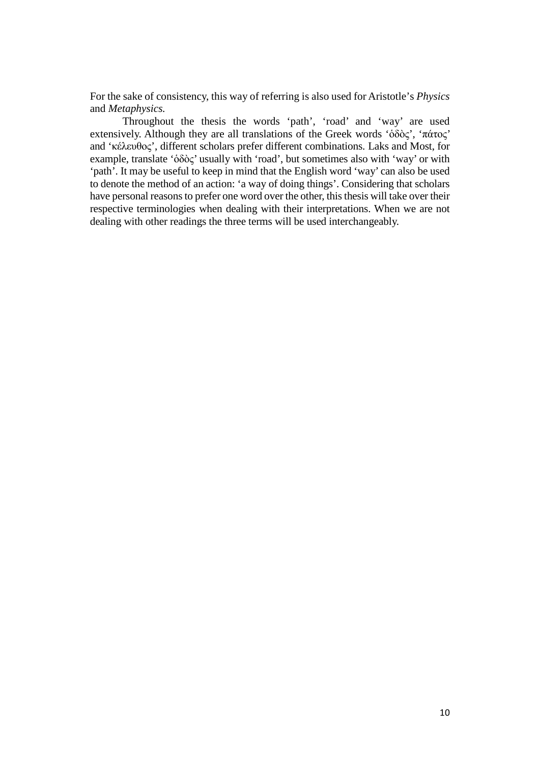For the sake of consistency, this way of referring is also used for Aristotle's *Physics* and *Metaphysics.*

Throughout the thesis the words 'path', 'road' and 'way' are used extensively. Although they are all translations of the Greek words 'ὁδὸς', 'πάτος' and 'κέλευθος', different scholars prefer different combinations. Laks and Most, for example, translate 'ὁδὸς' usually with 'road', but sometimes also with 'way' or with 'path'. It may be useful to keep in mind that the English word 'way' can also be used to denote the method of an action: 'a way of doing things'. Considering that scholars have personal reasons to prefer one word over the other, this thesis will take over their respective terminologies when dealing with their interpretations. When we are not dealing with other readings the three terms will be used interchangeably.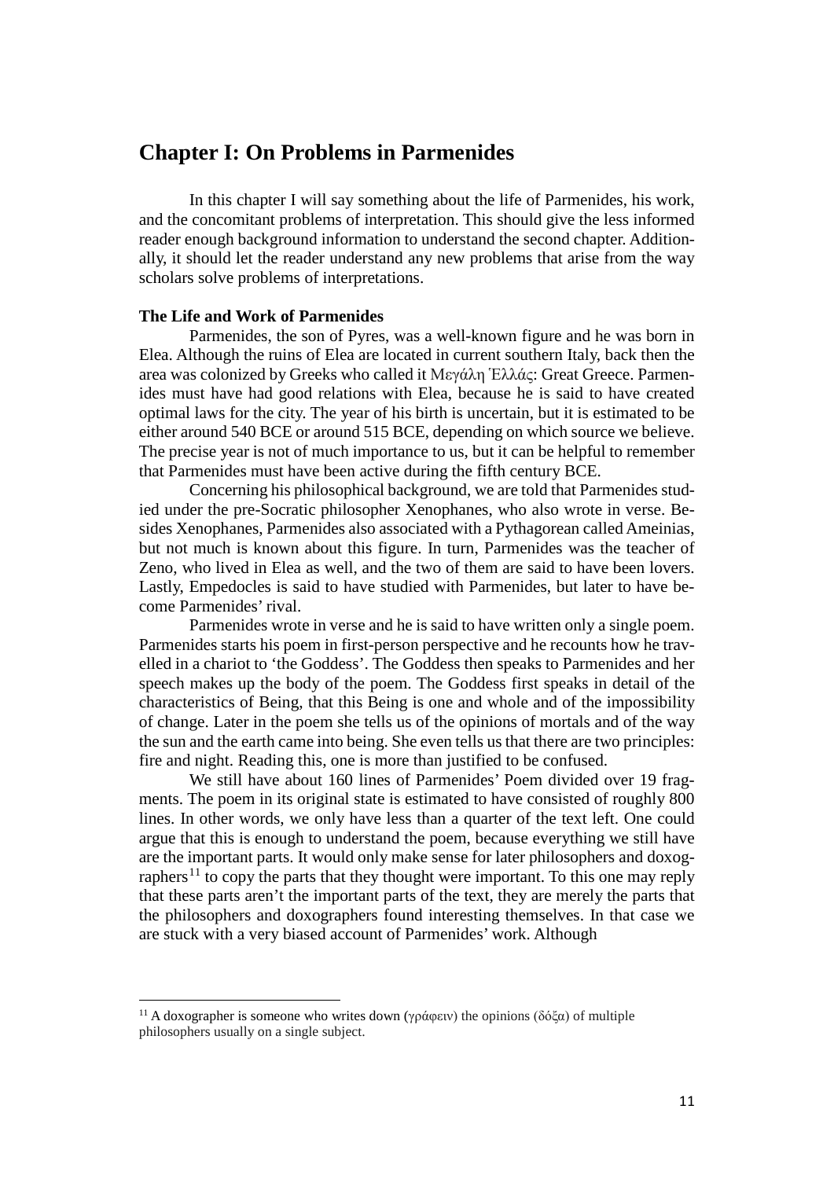# Chapter I: On Problems in Parmenides

In this chapter I will say something about the life of Parmenides, his work, and the concomitant problems of interpretation. This should give the less informed reader enough background information to understand the second chapter. Additionally, it should let the reader understand any new problems that arise from the way scholars solve problems of interpretations.

### The Life and Work of Parmenides

Parmenides, the son of Pyres, was a well-known figure and he was born in Elea. Although the ruins of Elea are located in current southern Italy, back then the area was colonized by Greeks who called it Μεγάλη Ἑλλάς: Great Greece. Parmenides must have had good relations with Elea, because he is said to have created optimal laws for the city. The year of his birth is uncertain, but it is estimated to be either around 540 BCE or around 515 BCE, depending on which source we believe. The precise year is not of much importance to us, but it can be helpful to remember that Parmenides must have been active during the fifth century BCE.

Concerning his philosophical background, we are told that Parmenides studied under the pre-Socratic philosopher Xenophanes, who also wrote in verse. Besides Xenophanes, Parmenides also associated with a Pythagorean called Ameinias, but not much is known about this figure. In turn, Parmenides was the teacher of Zeno, who lived in Elea as well, and the two of them are said to have been lovers. Lastly, Empedocles is said to have studied with Parmenides, but later to have become Parmenides' rival.

Parmenides wrote in verse and he is said to have written only a single poem. Parmenides starts his poem in first-person perspective and he recounts how he travelled in a chariot to 'the Goddess'. The Goddess then speaks to Parmenides and her speech makes up the body of the poem. The Goddess first speaks in detail of the characteristics of Being, that this Being is one and whole and of the impossibility of change. Later in the poem she tells us of the opinions of mortals and of the way the sun and the earth came into being. She even tells us that there are two principles: fire and night. Reading this, one is more than justified to be confused.

We still have about 160 lines of Parmenides' Poem divided over 19 fragments. The poem in its original state is estimated to have consisted of roughly 800 lines. In other words, we only have less than a quarter of the text left. One could argue that this is enough to understand the poem, because everything we still have are the important parts. It would only make sense for later philosophers and doxographers[11] to copy the parts that they thought were important. To this one may reply that these parts aren't the important parts of the text, they are merely the parts that the philosophers and doxographers found interesting themselves. In that case we are stuck with a very biased account of Parmenides' work. Although

---

[11] A doxographer is someone who writes down (γράφειν) the opinions (δόξα) of multiple philosophers usually on a single subject.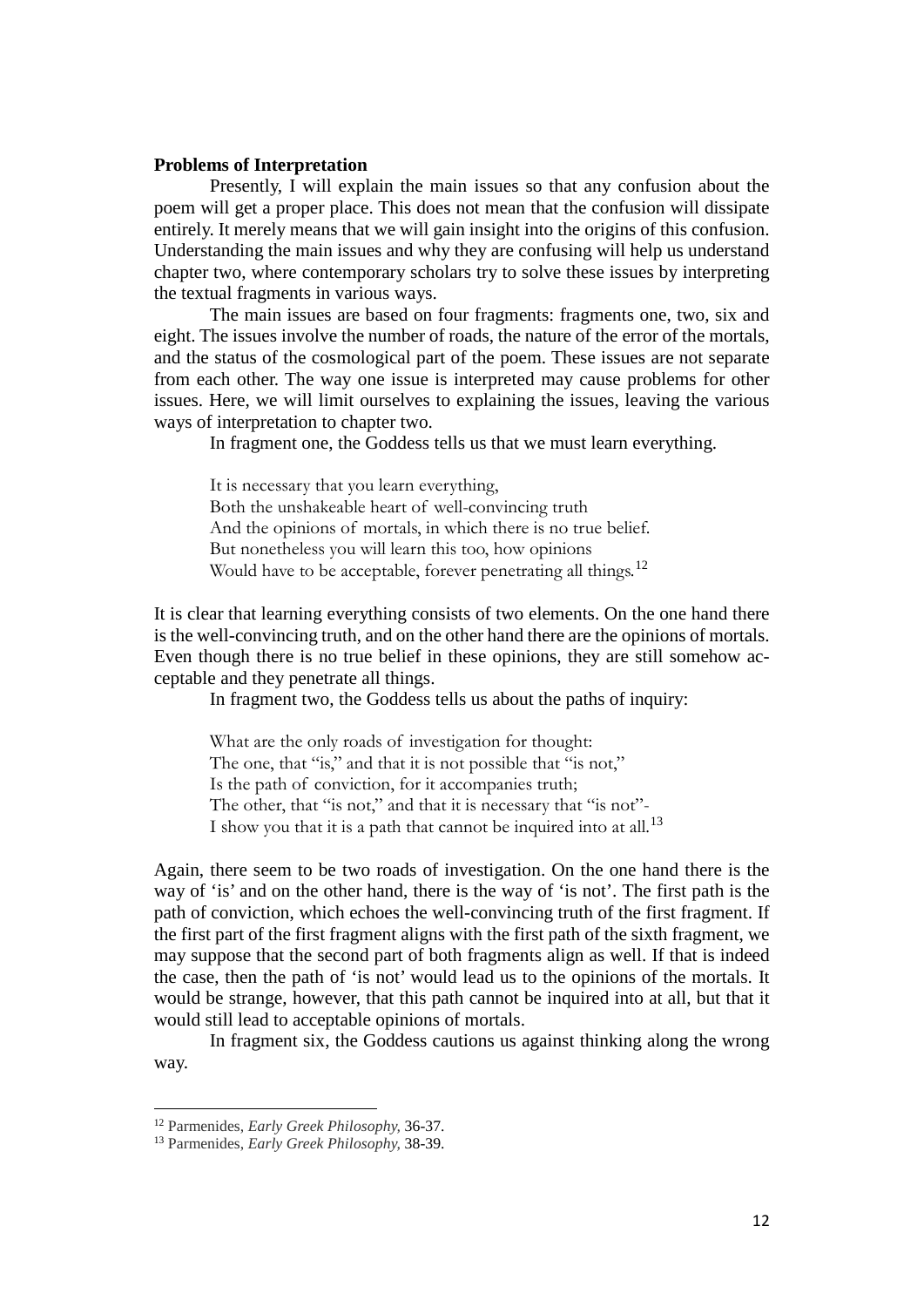**Problems of Interpretation**

Presently, I will explain the main issues so that any confusion about the poem will get a proper place. This does not mean that the confusion will dissipate entirely. It merely means that we will gain insight into the origins of this confusion. Understanding the main issues and why they are confusing will help us understand chapter two, where contemporary scholars try to solve these issues by interpreting the textual fragments in various ways.

The main issues are based on four fragments: fragments one, two, six and eight. The issues involve the number of roads, the nature of the error of the mortals, and the status of the cosmological part of the poem. These issues are not separate from each other. The way one issue is interpreted may cause problems for other issues. Here, we will limit ourselves to explaining the issues, leaving the various ways of interpretation to chapter two.

In fragment one, the Goddess tells us that we must learn everything.

> It is necessary that you learn everything,
> Both the unshakeable heart of well-convincing truth
> And the opinions of mortals, in which there is no true belief.
> But nonetheless you will learn this too, how opinions
> Would have to be acceptable, forever penetrating all things.[12]

It is clear that learning everything consists of two elements. On the one hand there is the well-convincing truth, and on the other hand there are the opinions of mortals. Even though there is no true belief in these opinions, they are still somehow acceptable and they penetrate all things.

In fragment two, the Goddess tells us about the paths of inquiry:

> What are the only roads of investigation for thought:
> The one, that "is," and that it is not possible that "is not,"
> Is the path of conviction, for it accompanies truth;
> The other, that "is not," and that it is necessary that "is not"-
> I show you that it is a path that cannot be inquired into at all.[13]

Again, there seem to be two roads of investigation. On the one hand there is the way of 'is' and on the other hand, there is the way of 'is not'. The first path is the path of conviction, which echoes the well-convincing truth of the first fragment. If the first part of the first fragment aligns with the first path of the sixth fragment, we may suppose that the second part of both fragments align as well. If that is indeed the case, then the path of 'is not' would lead us to the opinions of the mortals. It would be strange, however, that this path cannot be inquired into at all, but that it would still lead to acceptable opinions of mortals.

In fragment six, the Goddess cautions us against thinking along the wrong way.

---

[12] Parmenides, *Early Greek Philosophy,* 36-37.

[13] Parmenides, *Early Greek Philosophy,* 38-39.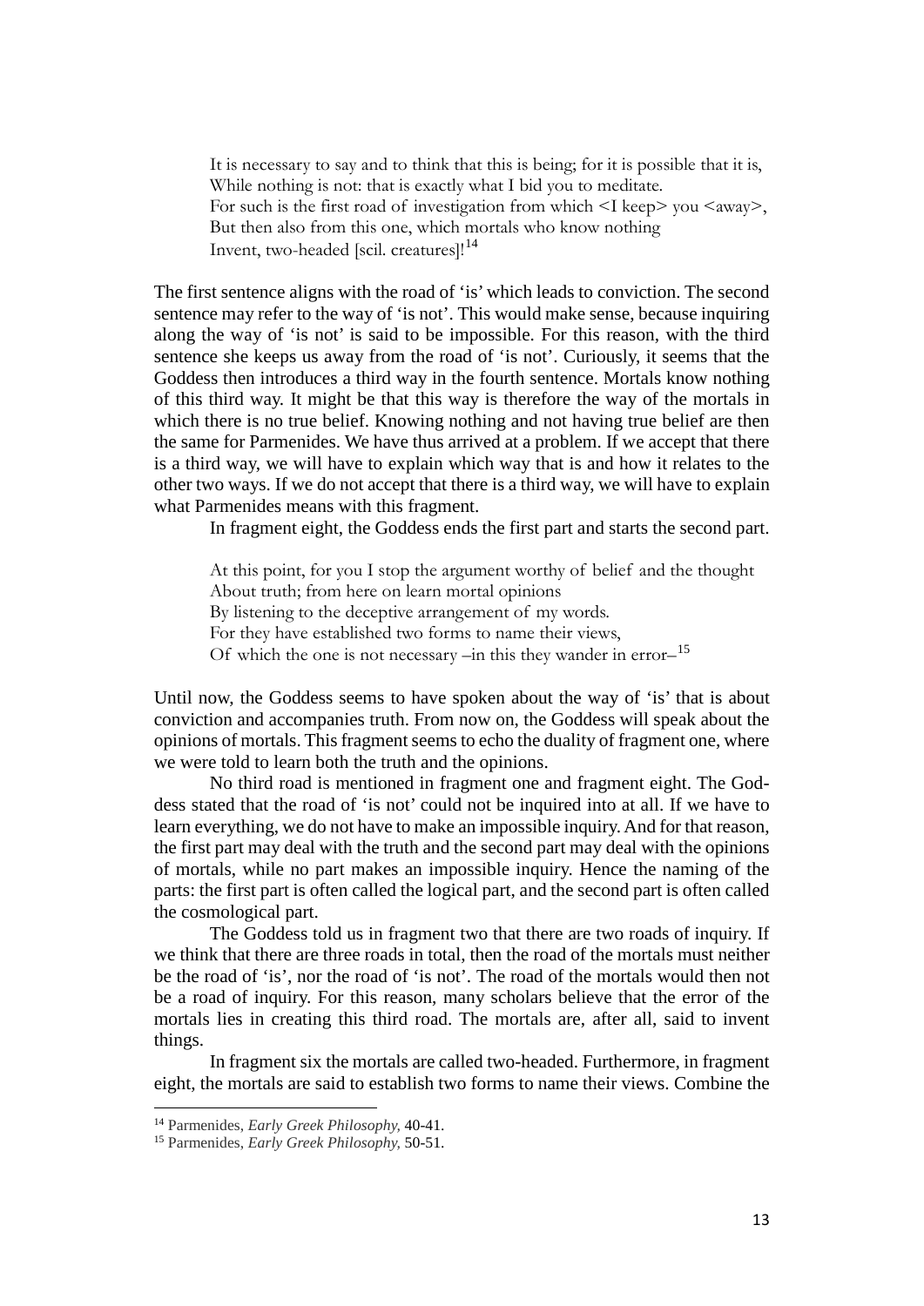> It is necessary to say and to think that this is being; for it is possible that it is,
> While nothing is not: that is exactly what I bid you to meditate.
> For such is the first road of investigation from which <I keep> you <away>,
> But then also from this one, which mortals who know nothing
> Invent, two-headed [scil. creatures]![14]

The first sentence aligns with the road of 'is' which leads to conviction. The second sentence may refer to the way of 'is not'. This would make sense, because inquiring along the way of 'is not' is said to be impossible. For this reason, with the third sentence she keeps us away from the road of 'is not'. Curiously, it seems that the Goddess then introduces a third way in the fourth sentence. Mortals know nothing of this third way. It might be that this way is therefore the way of the mortals in which there is no true belief. Knowing nothing and not having true belief are then the same for Parmenides. We have thus arrived at a problem. If we accept that there is a third way, we will have to explain which way that is and how it relates to the other two ways. If we do not accept that there is a third way, we will have to explain what Parmenides means with this fragment.

In fragment eight, the Goddess ends the first part and starts the second part.

> At this point, for you I stop the argument worthy of belief and the thought
> About truth; from here on learn mortal opinions
> By listening to the deceptive arrangement of my words.
> For they have established two forms to name their views,
> Of which the one is not necessary –in this they wander in error–[15]

Until now, the Goddess seems to have spoken about the way of 'is' that is about conviction and accompanies truth. From now on, the Goddess will speak about the opinions of mortals. This fragment seems to echo the duality of fragment one, where we were told to learn both the truth and the opinions.

No third road is mentioned in fragment one and fragment eight. The Goddess stated that the road of 'is not' could not be inquired into at all. If we have to learn everything, we do not have to make an impossible inquiry. And for that reason, the first part may deal with the truth and the second part may deal with the opinions of mortals, while no part makes an impossible inquiry. Hence the naming of the parts: the first part is often called the logical part, and the second part is often called the cosmological part.

The Goddess told us in fragment two that there are two roads of inquiry. If we think that there are three roads in total, then the road of the mortals must neither be the road of 'is', nor the road of 'is not'. The road of the mortals would then not be a road of inquiry. For this reason, many scholars believe that the error of the mortals lies in creating this third road. The mortals are, after all, said to invent things.

In fragment six the mortals are called two-headed. Furthermore, in fragment eight, the mortals are said to establish two forms to name their views. Combine the

---

[14] Parmenides, *Early Greek Philosophy,* 40-41.

[15] Parmenides, *Early Greek Philosophy,* 50-51.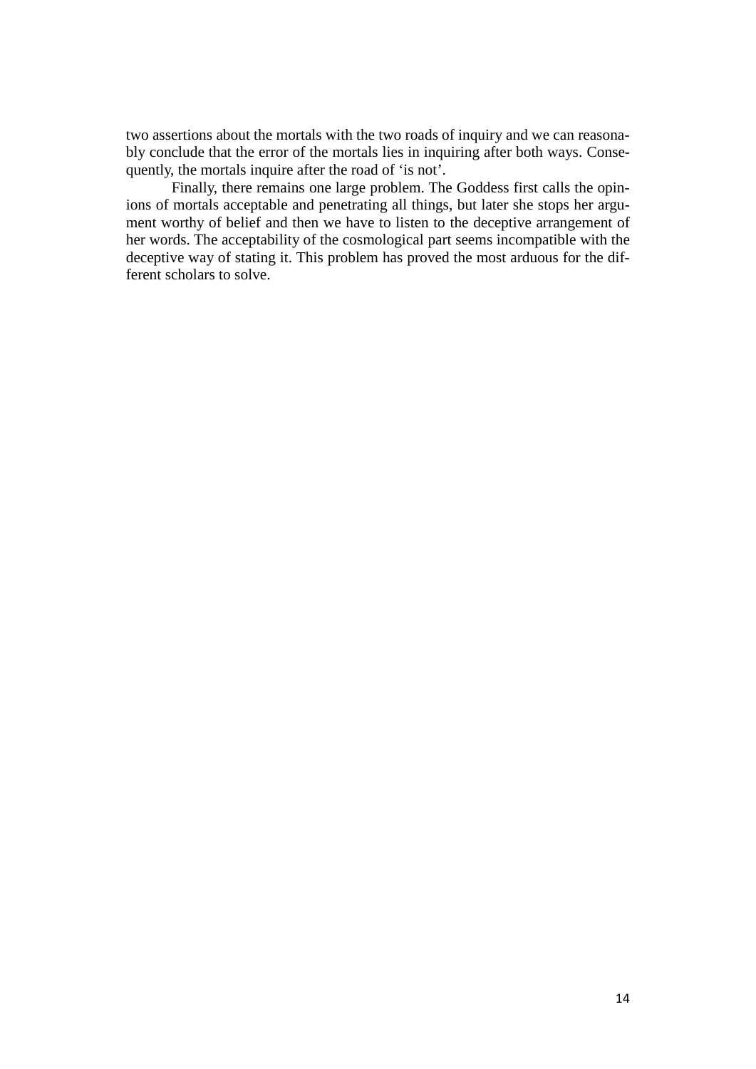two assertions about the mortals with the two roads of inquiry and we can reasonably conclude that the error of the mortals lies in inquiring after both ways. Consequently, the mortals inquire after the road of 'is not'.

Finally, there remains one large problem. The Goddess first calls the opinions of mortals acceptable and penetrating all things, but later she stops her argument worthy of belief and then we have to listen to the deceptive arrangement of her words. The acceptability of the cosmological part seems incompatible with the deceptive way of stating it. This problem has proved the most arduous for the different scholars to solve.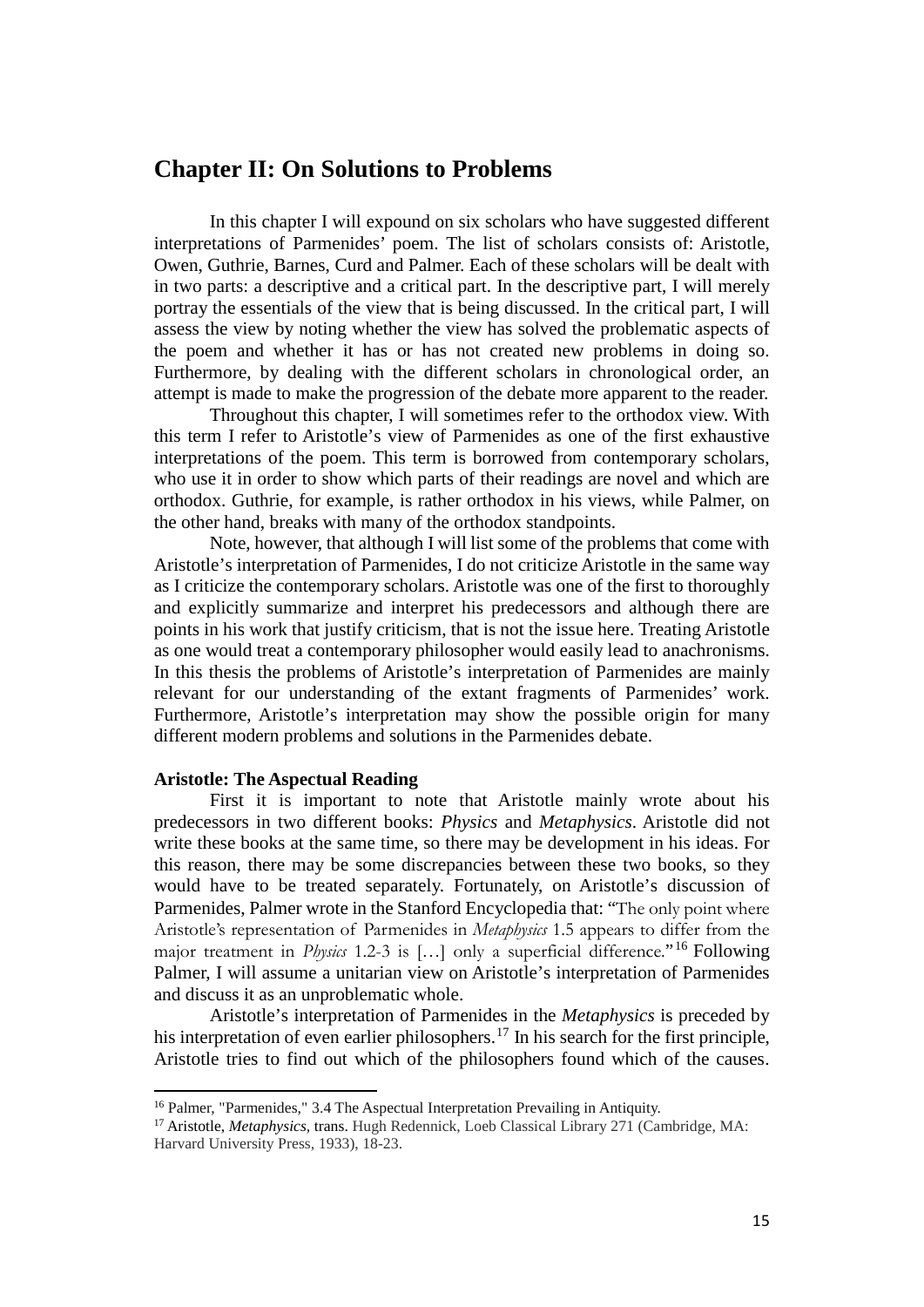## Chapter II: On Solutions to Problems

In this chapter I will expound on six scholars who have suggested different interpretations of Parmenides' poem. The list of scholars consists of: Aristotle, Owen, Guthrie, Barnes, Curd and Palmer. Each of these scholars will be dealt with in two parts: a descriptive and a critical part. In the descriptive part, I will merely portray the essentials of the view that is being discussed. In the critical part, I will assess the view by noting whether the view has solved the problematic aspects of the poem and whether it has or has not created new problems in doing so. Furthermore, by dealing with the different scholars in chronological order, an attempt is made to make the progression of the debate more apparent to the reader.

Throughout this chapter, I will sometimes refer to the orthodox view. With this term I refer to Aristotle's view of Parmenides as one of the first exhaustive interpretations of the poem. This term is borrowed from contemporary scholars, who use it in order to show which parts of their readings are novel and which are orthodox. Guthrie, for example, is rather orthodox in his views, while Palmer, on the other hand, breaks with many of the orthodox standpoints.

Note, however, that although I will list some of the problems that come with Aristotle's interpretation of Parmenides, I do not criticize Aristotle in the same way as I criticize the contemporary scholars. Aristotle was one of the first to thoroughly and explicitly summarize and interpret his predecessors and although there are points in his work that justify criticism, that is not the issue here. Treating Aristotle as one would treat a contemporary philosopher would easily lead to anachronisms. In this thesis the problems of Aristotle's interpretation of Parmenides are mainly relevant for our understanding of the extant fragments of Parmenides' work. Furthermore, Aristotle's interpretation may show the possible origin for many different modern problems and solutions in the Parmenides debate.

**Aristotle: The Aspectual Reading**

First it is important to note that Aristotle mainly wrote about his predecessors in two different books: *Physics* and *Metaphysics*. Aristotle did not write these books at the same time, so there may be development in his ideas. For this reason, there may be some discrepancies between these two books, so they would have to be treated separately. Fortunately, on Aristotle's discussion of Parmenides, Palmer wrote in the Stanford Encyclopedia that: "The only point where Aristotle's representation of Parmenides in *Metaphysics* 1.5 appears to differ from the major treatment in *Physics* 1.2-3 is […] only a superficial difference."[16] Following Palmer, I will assume a unitarian view on Aristotle's interpretation of Parmenides and discuss it as an unproblematic whole.

Aristotle's interpretation of Parmenides in the *Metaphysics* is preceded by his interpretation of even earlier philosophers.[17] In his search for the first principle, Aristotle tries to find out which of the philosophers found which of the causes.

---

[16] Palmer, "Parmenides," 3.4 The Aspectual Interpretation Prevailing in Antiquity.

[17] Aristotle, *Metaphysics*, trans. Hugh Redennick, Loeb Classical Library 271 (Cambridge, MA: Harvard University Press, 1933), 18-23.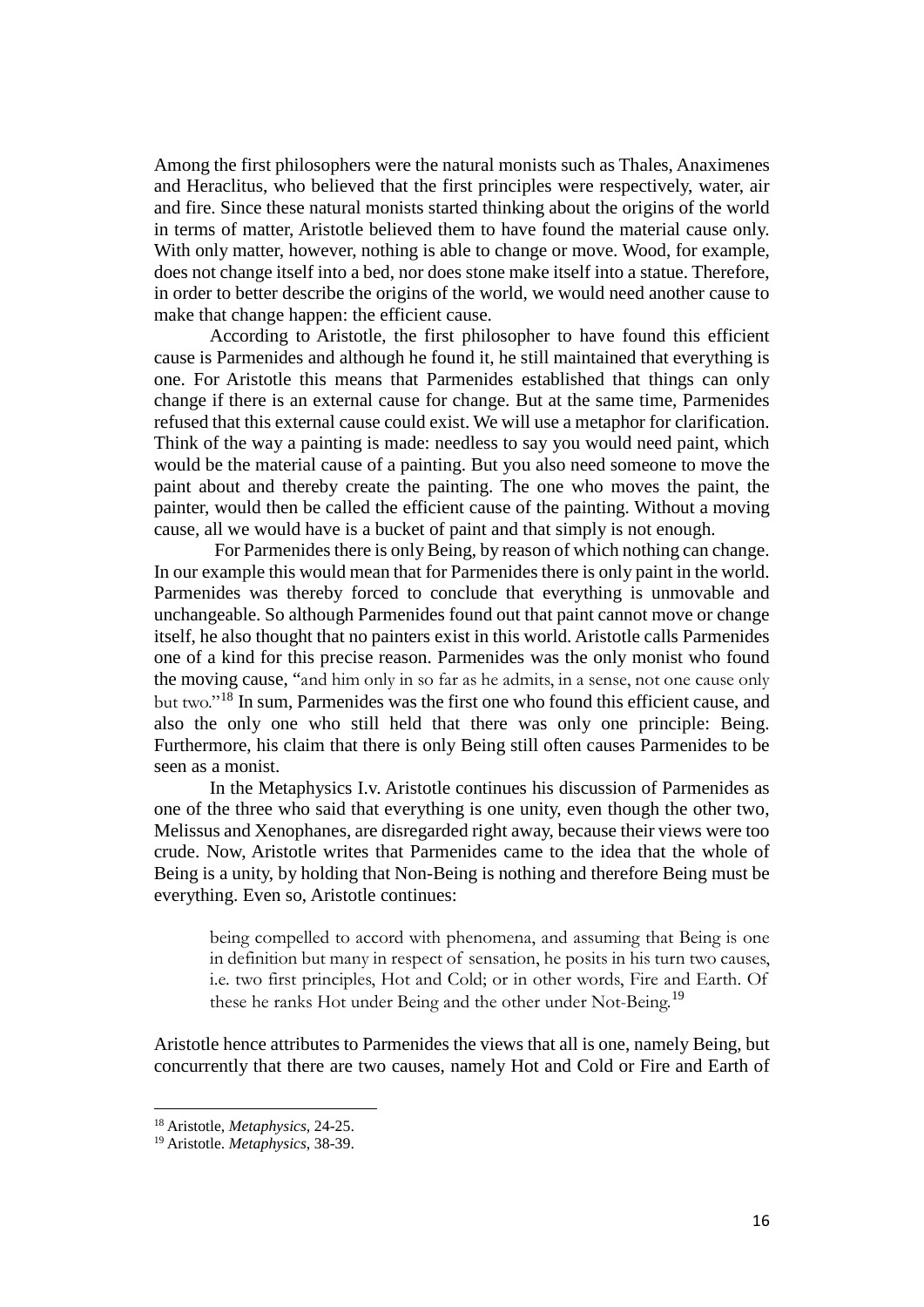Among the first philosophers were the natural monists such as Thales, Anaximenes and Heraclitus, who believed that the first principles were respectively, water, air and fire. Since these natural monists started thinking about the origins of the world in terms of matter, Aristotle believed them to have found the material cause only. With only matter, however, nothing is able to change or move. Wood, for example, does not change itself into a bed, nor does stone make itself into a statue. Therefore, in order to better describe the origins of the world, we would need another cause to make that change happen: the efficient cause.

According to Aristotle, the first philosopher to have found this efficient cause is Parmenides and although he found it, he still maintained that everything is one. For Aristotle this means that Parmenides established that things can only change if there is an external cause for change. But at the same time, Parmenides refused that this external cause could exist. We will use a metaphor for clarification. Think of the way a painting is made: needless to say you would need paint, which would be the material cause of a painting. But you also need someone to move the paint about and thereby create the painting. The one who moves the paint, the painter, would then be called the efficient cause of the painting. Without a moving cause, all we would have is a bucket of paint and that simply is not enough.

For Parmenides there is only Being, by reason of which nothing can change. In our example this would mean that for Parmenides there is only paint in the world. Parmenides was thereby forced to conclude that everything is unmovable and unchangeable. So although Parmenides found out that paint cannot move or change itself, he also thought that no painters exist in this world. Aristotle calls Parmenides one of a kind for this precise reason. Parmenides was the only monist who found the moving cause, "and him only in so far as he admits, in a sense, not one cause only but two."[18] In sum, Parmenides was the first one who found this efficient cause, and also the only one who still held that there was only one principle: Being. Furthermore, his claim that there is only Being still often causes Parmenides to be seen as a monist.

In the Metaphysics I.v. Aristotle continues his discussion of Parmenides as one of the three who said that everything is one unity, even though the other two, Melissus and Xenophanes, are disregarded right away, because their views were too crude. Now, Aristotle writes that Parmenides came to the idea that the whole of Being is a unity, by holding that Non-Being is nothing and therefore Being must be everything. Even so, Aristotle continues:

> being compelled to accord with phenomena, and assuming that Being is one in definition but many in respect of sensation, he posits in his turn two causes, i.e. two first principles, Hot and Cold; or in other words, Fire and Earth. Of these he ranks Hot under Being and the other under Not-Being.[19]

Aristotle hence attributes to Parmenides the views that all is one, namely Being, but concurrently that there are two causes, namely Hot and Cold or Fire and Earth of

---

[18] Aristotle, *Metaphysics*, 24-25.

[19] Aristotle. *Metaphysics*, 38-39.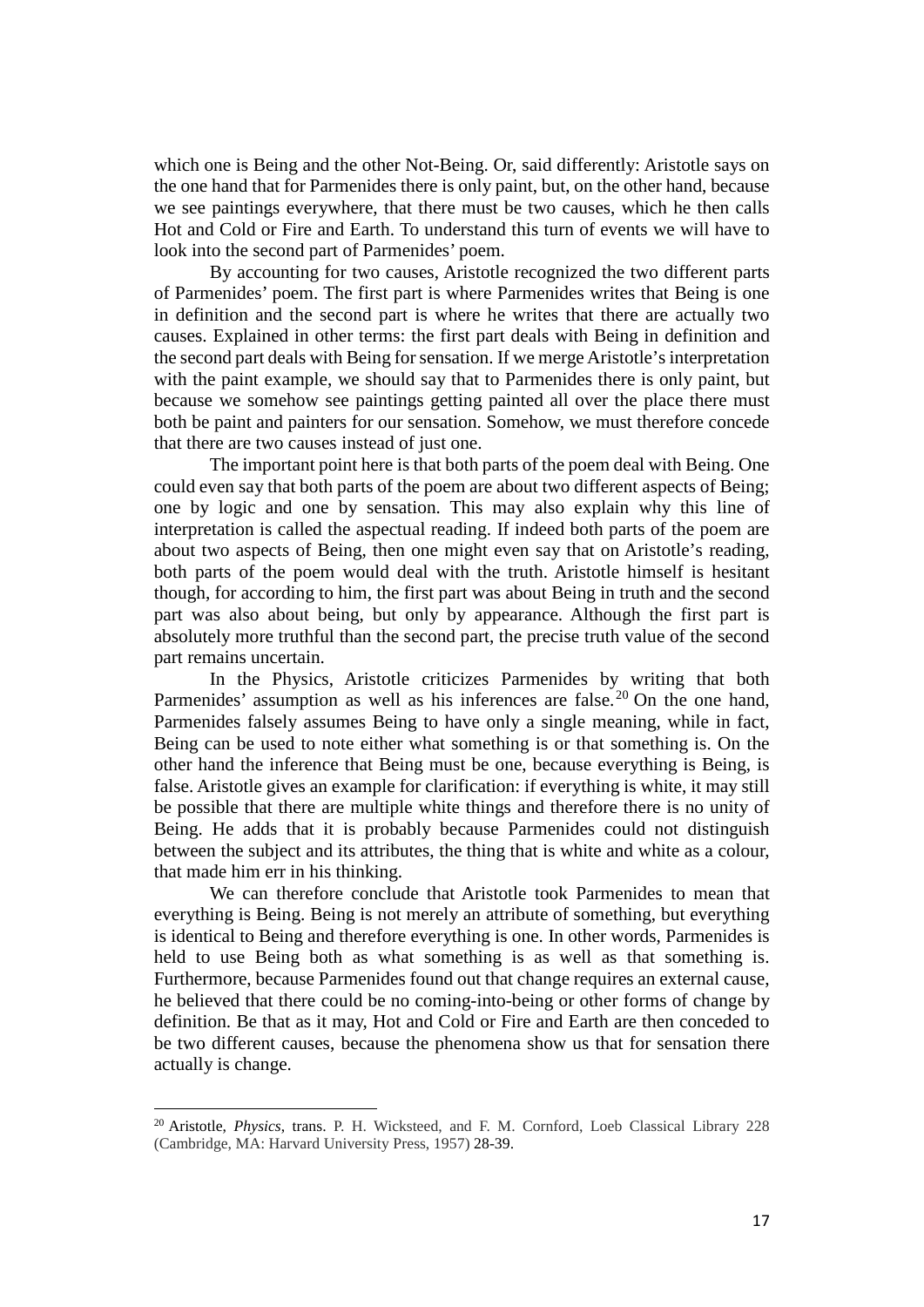which one is Being and the other Not-Being. Or, said differently: Aristotle says on the one hand that for Parmenides there is only paint, but, on the other hand, because we see paintings everywhere, that there must be two causes, which he then calls Hot and Cold or Fire and Earth. To understand this turn of events we will have to look into the second part of Parmenides' poem.

By accounting for two causes, Aristotle recognized the two different parts of Parmenides' poem. The first part is where Parmenides writes that Being is one in definition and the second part is where he writes that there are actually two causes. Explained in other terms: the first part deals with Being in definition and the second part deals with Being for sensation. If we merge Aristotle's interpretation with the paint example, we should say that to Parmenides there is only paint, but because we somehow see paintings getting painted all over the place there must both be paint and painters for our sensation. Somehow, we must therefore concede that there are two causes instead of just one.

The important point here is that both parts of the poem deal with Being. One could even say that both parts of the poem are about two different aspects of Being; one by logic and one by sensation. This may also explain why this line of interpretation is called the aspectual reading. If indeed both parts of the poem are about two aspects of Being, then one might even say that on Aristotle's reading, both parts of the poem would deal with the truth. Aristotle himself is hesitant though, for according to him, the first part was about Being in truth and the second part was also about being, but only by appearance. Although the first part is absolutely more truthful than the second part, the precise truth value of the second part remains uncertain.

In the Physics, Aristotle criticizes Parmenides by writing that both Parmenides' assumption as well as his inferences are false.[20] On the one hand, Parmenides falsely assumes Being to have only a single meaning, while in fact, Being can be used to note either what something is or that something is. On the other hand the inference that Being must be one, because everything is Being, is false. Aristotle gives an example for clarification: if everything is white, it may still be possible that there are multiple white things and therefore there is no unity of Being. He adds that it is probably because Parmenides could not distinguish between the subject and its attributes, the thing that is white and white as a colour, that made him err in his thinking.

We can therefore conclude that Aristotle took Parmenides to mean that everything is Being. Being is not merely an attribute of something, but everything is identical to Being and therefore everything is one. In other words, Parmenides is held to use Being both as what something is as well as that something is. Furthermore, because Parmenides found out that change requires an external cause, he believed that there could be no coming-into-being or other forms of change by definition. Be that as it may, Hot and Cold or Fire and Earth are then conceded to be two different causes, because the phenomena show us that for sensation there actually is change.

---

[20] Aristotle, *Physics*, trans. P. H. Wicksteed, and F. M. Cornford, Loeb Classical Library 228 (Cambridge, MA: Harvard University Press, 1957) 28-39.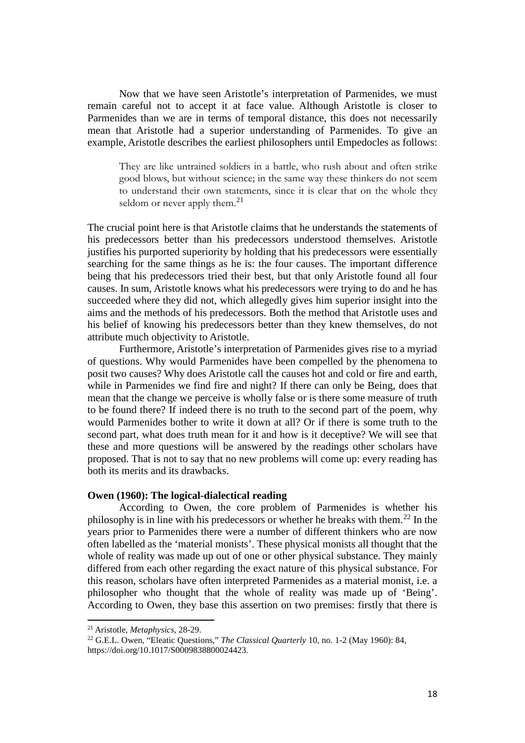Now that we have seen Aristotle's interpretation of Parmenides, we must remain careful not to accept it at face value. Although Aristotle is closer to Parmenides than we are in terms of temporal distance, this does not necessarily mean that Aristotle had a superior understanding of Parmenides. To give an example, Aristotle describes the earliest philosophers until Empedocles as follows:

> They are like untrained soldiers in a battle, who rush about and often strike good blows, but without science; in the same way these thinkers do not seem to understand their own statements, since it is clear that on the whole they seldom or never apply them.[21]

The crucial point here is that Aristotle claims that he understands the statements of his predecessors better than his predecessors understood themselves. Aristotle justifies his purported superiority by holding that his predecessors were essentially searching for the same things as he is: the four causes. The important difference being that his predecessors tried their best, but that only Aristotle found all four causes. In sum, Aristotle knows what his predecessors were trying to do and he has succeeded where they did not, which allegedly gives him superior insight into the aims and the methods of his predecessors. Both the method that Aristotle uses and his belief of knowing his predecessors better than they knew themselves, do not attribute much objectivity to Aristotle.

Furthermore, Aristotle's interpretation of Parmenides gives rise to a myriad of questions. Why would Parmenides have been compelled by the phenomena to posit two causes? Why does Aristotle call the causes hot and cold or fire and earth, while in Parmenides we find fire and night? If there can only be Being, does that mean that the change we perceive is wholly false or is there some measure of truth to be found there? If indeed there is no truth to the second part of the poem, why would Parmenides bother to write it down at all? Or if there is some truth to the second part, what does truth mean for it and how is it deceptive? We will see that these and more questions will be answered by the readings other scholars have proposed. That is not to say that no new problems will come up: every reading has both its merits and its drawbacks.

**Owen (1960): The logical-dialectical reading**

According to Owen, the core problem of Parmenides is whether his philosophy is in line with his predecessors or whether he breaks with them.[22] In the years prior to Parmenides there were a number of different thinkers who are now often labelled as the 'material monists'. These physical monists all thought that the whole of reality was made up out of one or other physical substance. They mainly differed from each other regarding the exact nature of this physical substance. For this reason, scholars have often interpreted Parmenides as a material monist, i.e. a philosopher who thought that the whole of reality was made up of 'Being'. According to Owen, they base this assertion on two premises: firstly that there is

---

[21] Aristotle, *Metaphysics*, 28-29.

[22] G.E.L. Owen, "Eleatic Questions," *The Classical Quarterly* 10, no. 1-2 (May 1960): 84, https://doi.org/10.1017/S0009838800024423.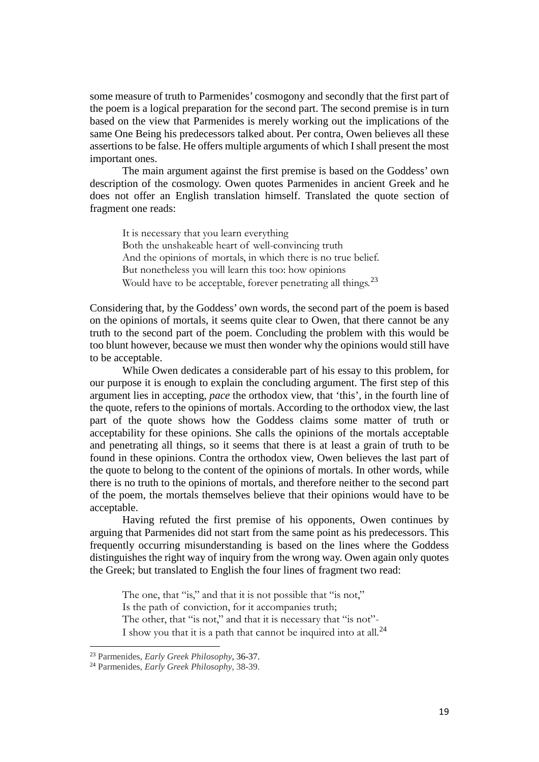some measure of truth to Parmenides' cosmogony and secondly that the first part of the poem is a logical preparation for the second part. The second premise is in turn based on the view that Parmenides is merely working out the implications of the same One Being his predecessors talked about. Per contra, Owen believes all these assertions to be false. He offers multiple arguments of which I shall present the most important ones.

The main argument against the first premise is based on the Goddess' own description of the cosmology. Owen quotes Parmenides in ancient Greek and he does not offer an English translation himself. Translated the quote section of fragment one reads:

> It is necessary that you learn everything
> Both the unshakeable heart of well-convincing truth
> And the opinions of mortals, in which there is no true belief.
> But nonetheless you will learn this too: how opinions
> Would have to be acceptable, forever penetrating all things.[23]

Considering that, by the Goddess' own words, the second part of the poem is based on the opinions of mortals, it seems quite clear to Owen, that there cannot be any truth to the second part of the poem. Concluding the problem with this would be too blunt however, because we must then wonder why the opinions would still have to be acceptable.

While Owen dedicates a considerable part of his essay to this problem, for our purpose it is enough to explain the concluding argument. The first step of this argument lies in accepting, *pace* the orthodox view, that 'this', in the fourth line of the quote, refers to the opinions of mortals. According to the orthodox view, the last part of the quote shows how the Goddess claims some matter of truth or acceptability for these opinions. She calls the opinions of the mortals acceptable and penetrating all things, so it seems that there is at least a grain of truth to be found in these opinions. Contra the orthodox view, Owen believes the last part of the quote to belong to the content of the opinions of mortals. In other words, while there is no truth to the opinions of mortals, and therefore neither to the second part of the poem, the mortals themselves believe that their opinions would have to be acceptable.

Having refuted the first premise of his opponents, Owen continues by arguing that Parmenides did not start from the same point as his predecessors. This frequently occurring misunderstanding is based on the lines where the Goddess distinguishes the right way of inquiry from the wrong way. Owen again only quotes the Greek; but translated to English the four lines of fragment two read:

> The one, that "is," and that it is not possible that "is not,"
> Is the path of conviction, for it accompanies truth;
> The other, that "is not," and that it is necessary that "is not"-
> I show you that it is a path that cannot be inquired into at all.[24]

---

[23] Parmenides, *Early Greek Philosophy*, 36-37.

[24] Parmenides, *Early Greek Philosophy*, 38-39.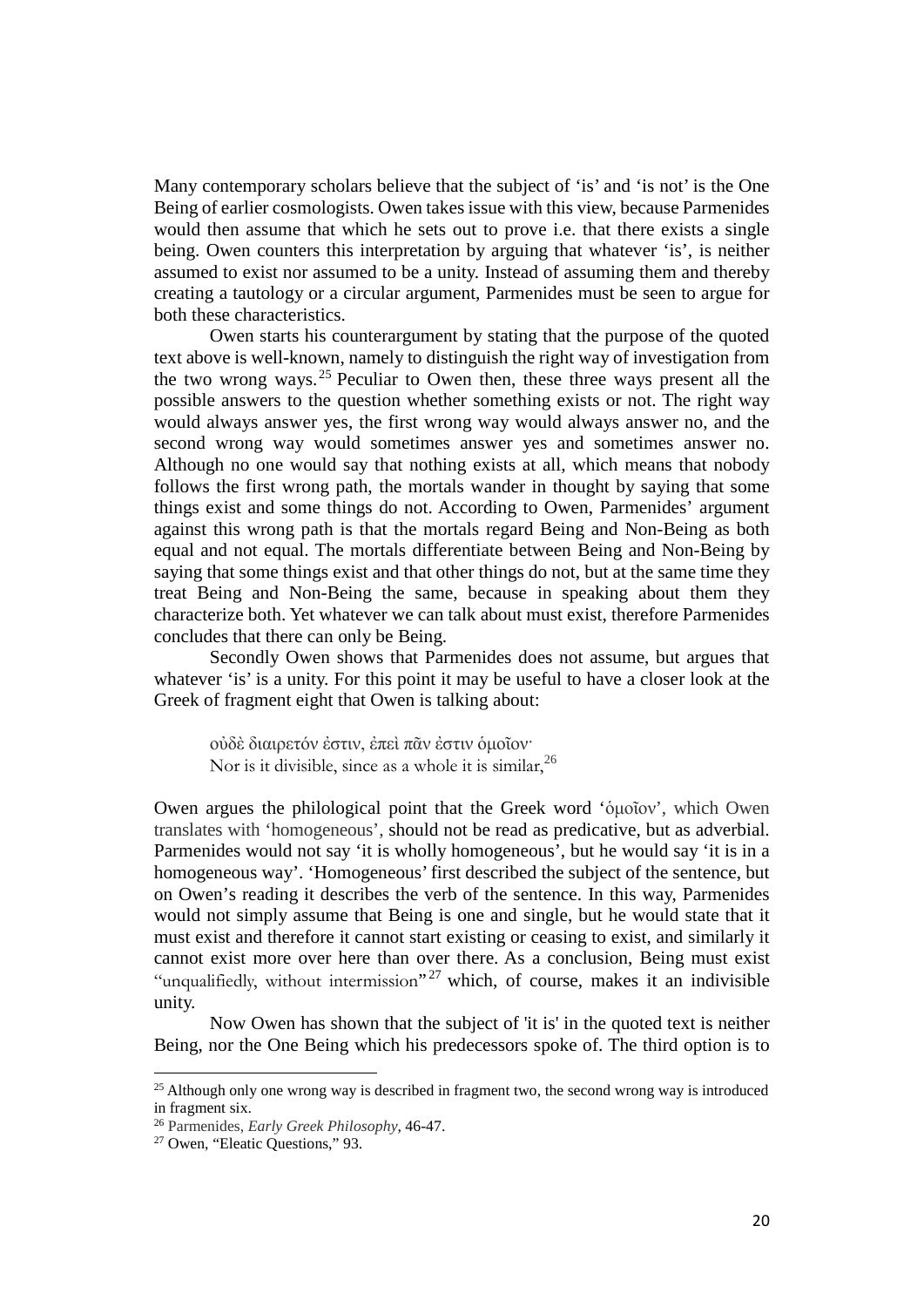Many contemporary scholars believe that the subject of 'is' and 'is not' is the One Being of earlier cosmologists. Owen takes issue with this view, because Parmenides would then assume that which he sets out to prove i.e. that there exists a single being. Owen counters this interpretation by arguing that whatever 'is', is neither assumed to exist nor assumed to be a unity. Instead of assuming them and thereby creating a tautology or a circular argument, Parmenides must be seen to argue for both these characteristics.

Owen starts his counterargument by stating that the purpose of the quoted text above is well-known, namely to distinguish the right way of investigation from the two wrong ways.[25] Peculiar to Owen then, these three ways present all the possible answers to the question whether something exists or not. The right way would always answer yes, the first wrong way would always answer no, and the second wrong way would sometimes answer yes and sometimes answer no. Although no one would say that nothing exists at all, which means that nobody follows the first wrong path, the mortals wander in thought by saying that some things exist and some things do not. According to Owen, Parmenides' argument against this wrong path is that the mortals regard Being and Non-Being as both equal and not equal. The mortals differentiate between Being and Non-Being by saying that some things exist and that other things do not, but at the same time they treat Being and Non-Being the same, because in speaking about them they characterize both. Yet whatever we can talk about must exist, therefore Parmenides concludes that there can only be Being.

Secondly Owen shows that Parmenides does not assume, but argues that whatever 'is' is a unity. For this point it may be useful to have a closer look at the Greek of fragment eight that Owen is talking about:

> οὐδὲ διαιρετόν ἐστιν, ἐπεὶ πᾶν ἐστιν ὁμοῖον·
> Nor is it divisible, since as a whole it is similar,[26]

Owen argues the philological point that the Greek word 'ὁμοῖον', which Owen translates with 'homogeneous', should not be read as predicative, but as adverbial. Parmenides would not say 'it is wholly homogeneous', but he would say 'it is in a homogeneous way'. 'Homogeneous' first described the subject of the sentence, but on Owen's reading it describes the verb of the sentence. In this way, Parmenides would not simply assume that Being is one and single, but he would state that it must exist and therefore it cannot start existing or ceasing to exist, and similarly it cannot exist more over here than over there. As a conclusion, Being must exist "unqualifiedly, without intermission"[27] which, of course, makes it an indivisible unity.

Now Owen has shown that the subject of 'it is' in the quoted text is neither Being, nor the One Being which his predecessors spoke of. The third option is to

[25] Although only one wrong way is described in fragment two, the second wrong way is introduced in fragment six.

[26] Parmenides, *Early Greek Philosophy*, 46-47.

[27] Owen, "Eleatic Questions," 93.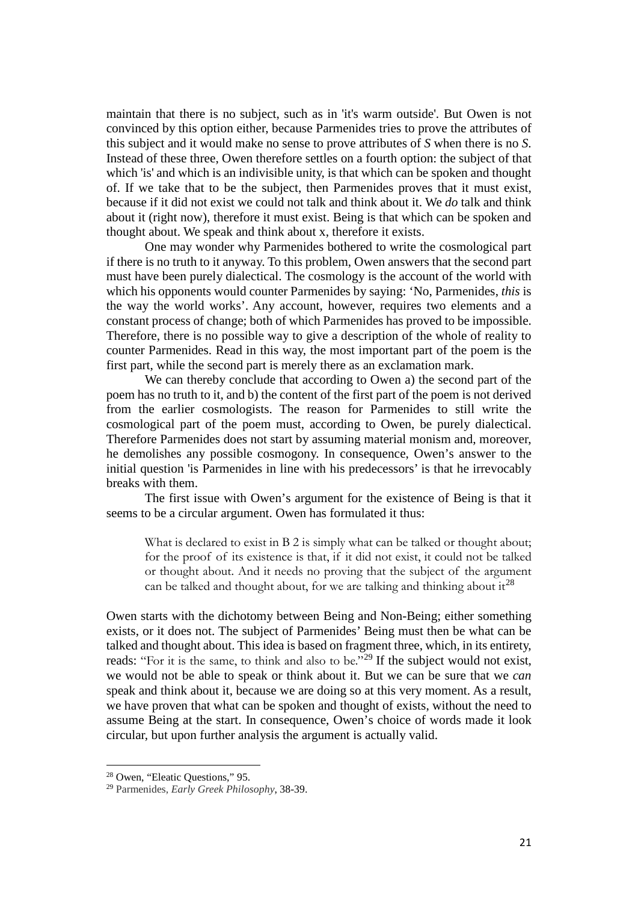maintain that there is no subject, such as in 'it's warm outside'. But Owen is not convinced by this option either, because Parmenides tries to prove the attributes of this subject and it would make no sense to prove attributes of *S* when there is no *S*. Instead of these three, Owen therefore settles on a fourth option: the subject of that which 'is' and which is an indivisible unity, is that which can be spoken and thought of. If we take that to be the subject, then Parmenides proves that it must exist, because if it did not exist we could not talk and think about it. We *do* talk and think about it (right now), therefore it must exist. Being is that which can be spoken and thought about. We speak and think about x, therefore it exists.

One may wonder why Parmenides bothered to write the cosmological part if there is no truth to it anyway. To this problem, Owen answers that the second part must have been purely dialectical. The cosmology is the account of the world with which his opponents would counter Parmenides by saying: 'No, Parmenides, *this* is the way the world works'. Any account, however, requires two elements and a constant process of change; both of which Parmenides has proved to be impossible. Therefore, there is no possible way to give a description of the whole of reality to counter Parmenides. Read in this way, the most important part of the poem is the first part, while the second part is merely there as an exclamation mark.

We can thereby conclude that according to Owen a) the second part of the poem has no truth to it, and b) the content of the first part of the poem is not derived from the earlier cosmologists. The reason for Parmenides to still write the cosmological part of the poem must, according to Owen, be purely dialectical. Therefore Parmenides does not start by assuming material monism and, moreover, he demolishes any possible cosmogony. In consequence, Owen's answer to the initial question 'is Parmenides in line with his predecessors' is that he irrevocably breaks with them.

The first issue with Owen's argument for the existence of Being is that it seems to be a circular argument. Owen has formulated it thus:

> What is declared to exist in B 2 is simply what can be talked or thought about; for the proof of its existence is that, if it did not exist, it could not be talked or thought about. And it needs no proving that the subject of the argument can be talked and thought about, for we are talking and thinking about it[28]

Owen starts with the dichotomy between Being and Non-Being; either something exists, or it does not. The subject of Parmenides' Being must then be what can be talked and thought about. This idea is based on fragment three, which, in its entirety, reads: "For it is the same, to think and also to be."[29] If the subject would not exist, we would not be able to speak or think about it. But we can be sure that we *can* speak and think about it, because we are doing so at this very moment. As a result, we have proven that what can be spoken and thought of exists, without the need to assume Being at the start. In consequence, Owen's choice of words made it look circular, but upon further analysis the argument is actually valid.

---

[28] Owen, "Eleatic Questions," 95.

[29] Parmenides, *Early Greek Philosophy*, 38-39.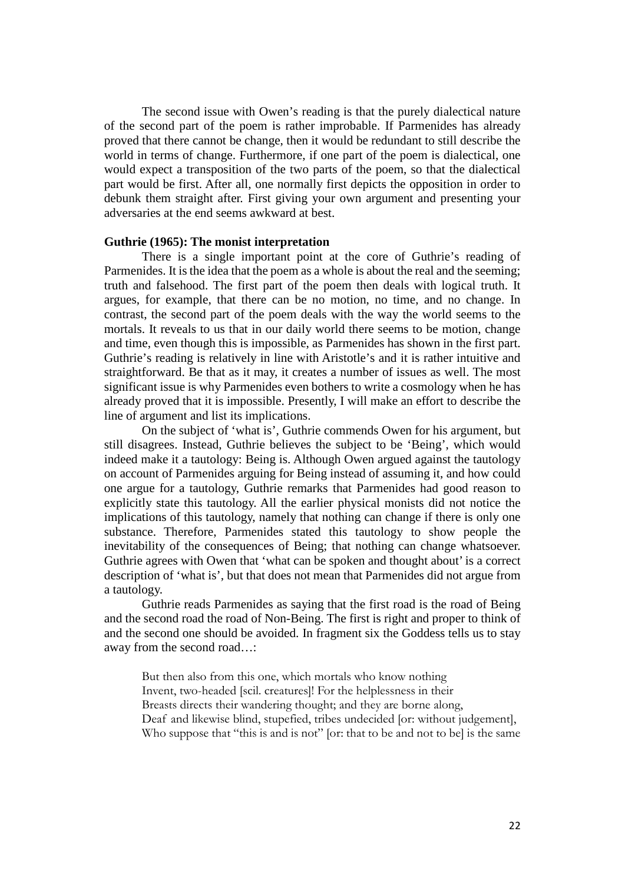The second issue with Owen's reading is that the purely dialectical nature of the second part of the poem is rather improbable. If Parmenides has already proved that there cannot be change, then it would be redundant to still describe the world in terms of change. Furthermore, if one part of the poem is dialectical, one would expect a transposition of the two parts of the poem, so that the dialectical part would be first. After all, one normally first depicts the opposition in order to debunk them straight after. First giving your own argument and presenting your adversaries at the end seems awkward at best.

### Guthrie (1965): The monist interpretation

There is a single important point at the core of Guthrie's reading of Parmenides. It is the idea that the poem as a whole is about the real and the seeming; truth and falsehood. The first part of the poem then deals with logical truth. It argues, for example, that there can be no motion, no time, and no change. In contrast, the second part of the poem deals with the way the world seems to the mortals. It reveals to us that in our daily world there seems to be motion, change and time, even though this is impossible, as Parmenides has shown in the first part. Guthrie's reading is relatively in line with Aristotle's and it is rather intuitive and straightforward. Be that as it may, it creates a number of issues as well. The most significant issue is why Parmenides even bothers to write a cosmology when he has already proved that it is impossible. Presently, I will make an effort to describe the line of argument and list its implications.

On the subject of 'what is', Guthrie commends Owen for his argument, but still disagrees. Instead, Guthrie believes the subject to be 'Being', which would indeed make it a tautology: Being is. Although Owen argued against the tautology on account of Parmenides arguing for Being instead of assuming it, and how could one argue for a tautology, Guthrie remarks that Parmenides had good reason to explicitly state this tautology. All the earlier physical monists did not notice the implications of this tautology, namely that nothing can change if there is only one substance. Therefore, Parmenides stated this tautology to show people the inevitability of the consequences of Being; that nothing can change whatsoever. Guthrie agrees with Owen that 'what can be spoken and thought about' is a correct description of 'what is', but that does not mean that Parmenides did not argue from a tautology.

Guthrie reads Parmenides as saying that the first road is the road of Being and the second road the road of Non-Being. The first is right and proper to think of and the second one should be avoided. In fragment six the Goddess tells us to stay away from the second road…:

> But then also from this one, which mortals who know nothing
> Invent, two-headed [scil. creatures]! For the helplessness in their
> Breasts directs their wandering thought; and they are borne along,
> Deaf and likewise blind, stupefied, tribes undecided [or: without judgement],
> Who suppose that "this is and is not" [or: that to be and not to be] is the same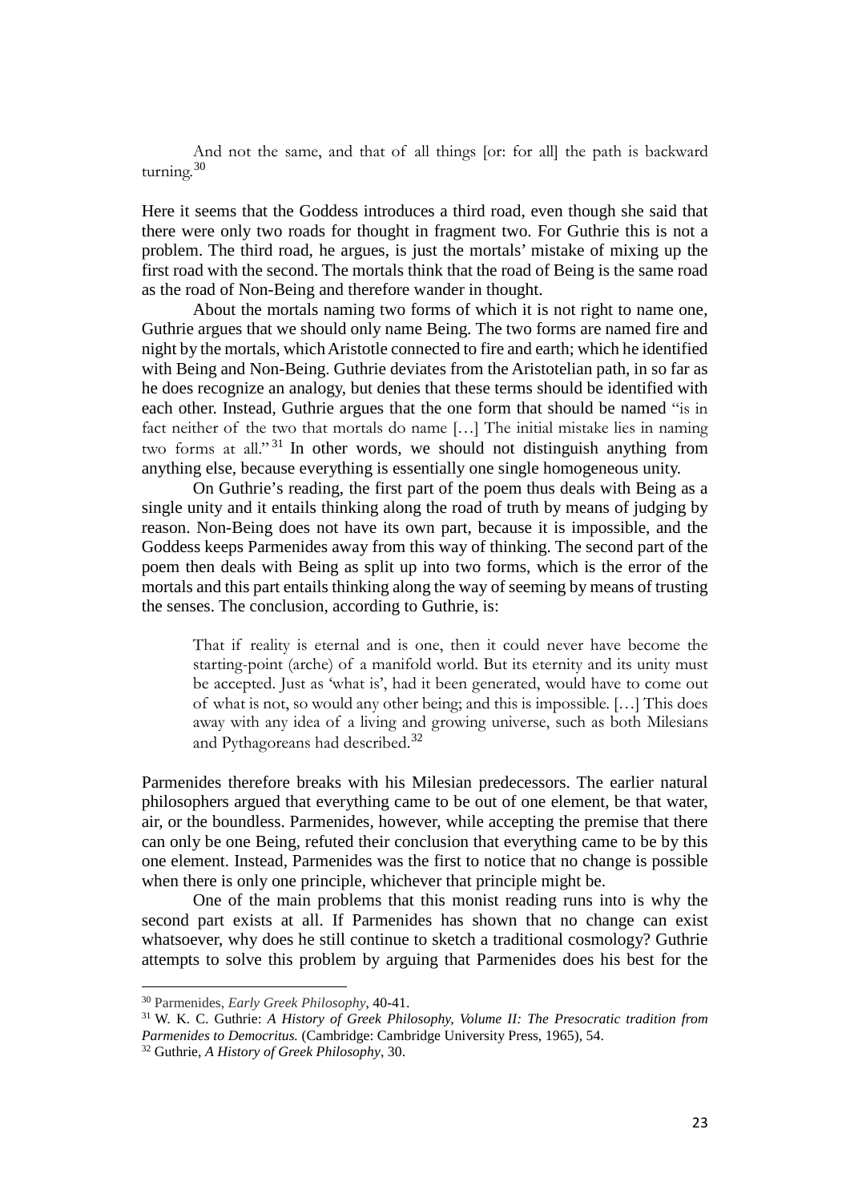> And not the same, and that of all things [or: for all] the path is backward turning.[30]

Here it seems that the Goddess introduces a third road, even though she said that there were only two roads for thought in fragment two. For Guthrie this is not a problem. The third road, he argues, is just the mortals' mistake of mixing up the first road with the second. The mortals think that the road of Being is the same road as the road of Non-Being and therefore wander in thought.

About the mortals naming two forms of which it is not right to name one, Guthrie argues that we should only name Being. The two forms are named fire and night by the mortals, which Aristotle connected to fire and earth; which he identified with Being and Non-Being. Guthrie deviates from the Aristotelian path, in so far as he does recognize an analogy, but denies that these terms should be identified with each other. Instead, Guthrie argues that the one form that should be named "is in fact neither of the two that mortals do name […] The initial mistake lies in naming two forms at all."[31] In other words, we should not distinguish anything from anything else, because everything is essentially one single homogeneous unity.

On Guthrie's reading, the first part of the poem thus deals with Being as a single unity and it entails thinking along the road of truth by means of judging by reason. Non-Being does not have its own part, because it is impossible, and the Goddess keeps Parmenides away from this way of thinking. The second part of the poem then deals with Being as split up into two forms, which is the error of the mortals and this part entails thinking along the way of seeming by means of trusting the senses. The conclusion, according to Guthrie, is:

> That if reality is eternal and is one, then it could never have become the starting-point (arche) of a manifold world. But its eternity and its unity must be accepted. Just as 'what is', had it been generated, would have to come out of what is not, so would any other being; and this is impossible. […] This does away with any idea of a living and growing universe, such as both Milesians and Pythagoreans had described.[32]

Parmenides therefore breaks with his Milesian predecessors. The earlier natural philosophers argued that everything came to be out of one element, be that water, air, or the boundless. Parmenides, however, while accepting the premise that there can only be one Being, refuted their conclusion that everything came to be by this one element. Instead, Parmenides was the first to notice that no change is possible when there is only one principle, whichever that principle might be.

One of the main problems that this monist reading runs into is why the second part exists at all. If Parmenides has shown that no change can exist whatsoever, why does he still continue to sketch a traditional cosmology? Guthrie attempts to solve this problem by arguing that Parmenides does his best for the

---

[30] Parmenides, *Early Greek Philosophy*, 40-41.

[31] W. K. C. Guthrie: *A History of Greek Philosophy, Volume II: The Presocratic tradition from Parmenides to Democritus.* (Cambridge: Cambridge University Press, 1965), 54.

[32] Guthrie, *A History of Greek Philosophy*, 30.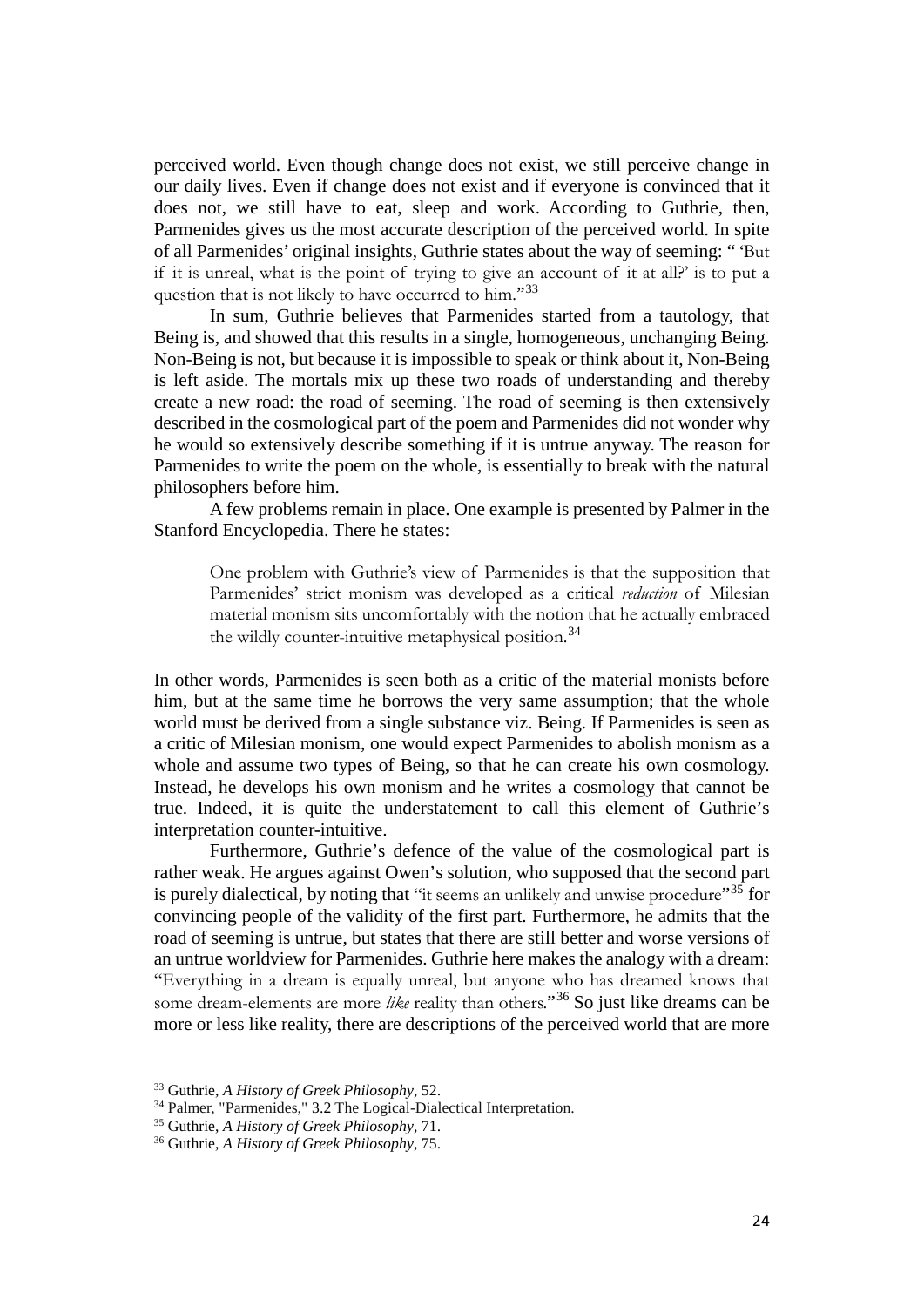perceived world. Even though change does not exist, we still perceive change in our daily lives. Even if change does not exist and if everyone is convinced that it does not, we still have to eat, sleep and work. According to Guthrie, then, Parmenides gives us the most accurate description of the perceived world. In spite of all Parmenides' original insights, Guthrie states about the way of seeming: " 'But if it is unreal, what is the point of trying to give an account of it at all?' is to put a question that is not likely to have occurred to him."[33]

In sum, Guthrie believes that Parmenides started from a tautology, that Being is, and showed that this results in a single, homogeneous, unchanging Being. Non-Being is not, but because it is impossible to speak or think about it, Non-Being is left aside. The mortals mix up these two roads of understanding and thereby create a new road: the road of seeming. The road of seeming is then extensively described in the cosmological part of the poem and Parmenides did not wonder why he would so extensively describe something if it is untrue anyway. The reason for Parmenides to write the poem on the whole, is essentially to break with the natural philosophers before him.

A few problems remain in place. One example is presented by Palmer in the Stanford Encyclopedia. There he states:

> One problem with Guthrie's view of Parmenides is that the supposition that Parmenides' strict monism was developed as a critical *reduction* of Milesian material monism sits uncomfortably with the notion that he actually embraced the wildly counter-intuitive metaphysical position.[34]

In other words, Parmenides is seen both as a critic of the material monists before him, but at the same time he borrows the very same assumption; that the whole world must be derived from a single substance viz. Being. If Parmenides is seen as a critic of Milesian monism, one would expect Parmenides to abolish monism as a whole and assume two types of Being, so that he can create his own cosmology. Instead, he develops his own monism and he writes a cosmology that cannot be true. Indeed, it is quite the understatement to call this element of Guthrie's interpretation counter-intuitive.

Furthermore, Guthrie's defence of the value of the cosmological part is rather weak. He argues against Owen's solution, who supposed that the second part is purely dialectical, by noting that "it seems an unlikely and unwise procedure"[35] for convincing people of the validity of the first part. Furthermore, he admits that the road of seeming is untrue, but states that there are still better and worse versions of an untrue worldview for Parmenides. Guthrie here makes the analogy with a dream: "Everything in a dream is equally unreal, but anyone who has dreamed knows that some dream-elements are more *like* reality than others."[36] So just like dreams can be more or less like reality, there are descriptions of the perceived world that are more

[33] Guthrie, *A History of Greek Philosophy*, 52.
[34] Palmer, "Parmenides," 3.2 The Logical-Dialectical Interpretation.
[35] Guthrie, *A History of Greek Philosophy*, 71.
[36] Guthrie, *A History of Greek Philosophy*, 75.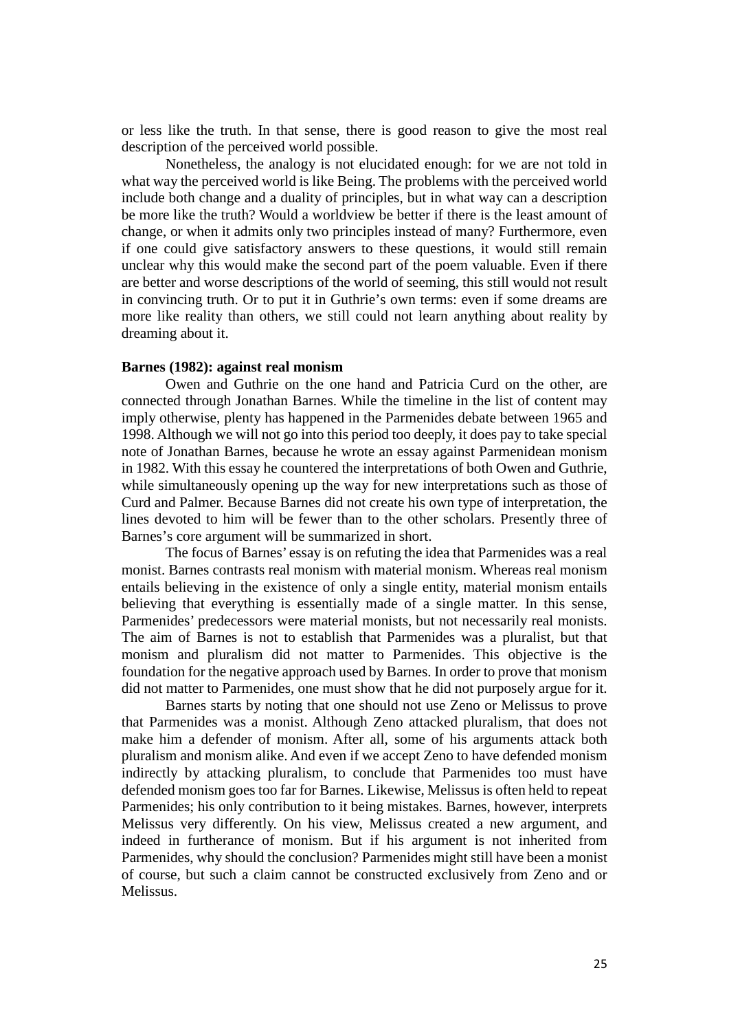or less like the truth. In that sense, there is good reason to give the most real description of the perceived world possible.

Nonetheless, the analogy is not elucidated enough: for we are not told in what way the perceived world is like Being. The problems with the perceived world include both change and a duality of principles, but in what way can a description be more like the truth? Would a worldview be better if there is the least amount of change, or when it admits only two principles instead of many? Furthermore, even if one could give satisfactory answers to these questions, it would still remain unclear why this would make the second part of the poem valuable. Even if there are better and worse descriptions of the world of seeming, this still would not result in convincing truth. Or to put it in Guthrie's own terms: even if some dreams are more like reality than others, we still could not learn anything about reality by dreaming about it.

**Barnes (1982): against real monism**

Owen and Guthrie on the one hand and Patricia Curd on the other, are connected through Jonathan Barnes. While the timeline in the list of content may imply otherwise, plenty has happened in the Parmenides debate between 1965 and 1998. Although we will not go into this period too deeply, it does pay to take special note of Jonathan Barnes, because he wrote an essay against Parmenidean monism in 1982. With this essay he countered the interpretations of both Owen and Guthrie, while simultaneously opening up the way for new interpretations such as those of Curd and Palmer. Because Barnes did not create his own type of interpretation, the lines devoted to him will be fewer than to the other scholars. Presently three of Barnes's core argument will be summarized in short.

The focus of Barnes' essay is on refuting the idea that Parmenides was a real monist. Barnes contrasts real monism with material monism. Whereas real monism entails believing in the existence of only a single entity, material monism entails believing that everything is essentially made of a single matter. In this sense, Parmenides' predecessors were material monists, but not necessarily real monists. The aim of Barnes is not to establish that Parmenides was a pluralist, but that monism and pluralism did not matter to Parmenides. This objective is the foundation for the negative approach used by Barnes. In order to prove that monism did not matter to Parmenides, one must show that he did not purposely argue for it.

Barnes starts by noting that one should not use Zeno or Melissus to prove that Parmenides was a monist. Although Zeno attacked pluralism, that does not make him a defender of monism. After all, some of his arguments attack both pluralism and monism alike. And even if we accept Zeno to have defended monism indirectly by attacking pluralism, to conclude that Parmenides too must have defended monism goes too far for Barnes. Likewise, Melissus is often held to repeat Parmenides; his only contribution to it being mistakes. Barnes, however, interprets Melissus very differently. On his view, Melissus created a new argument, and indeed in furtherance of monism. But if his argument is not inherited from Parmenides, why should the conclusion? Parmenides might still have been a monist of course, but such a claim cannot be constructed exclusively from Zeno and or Melissus.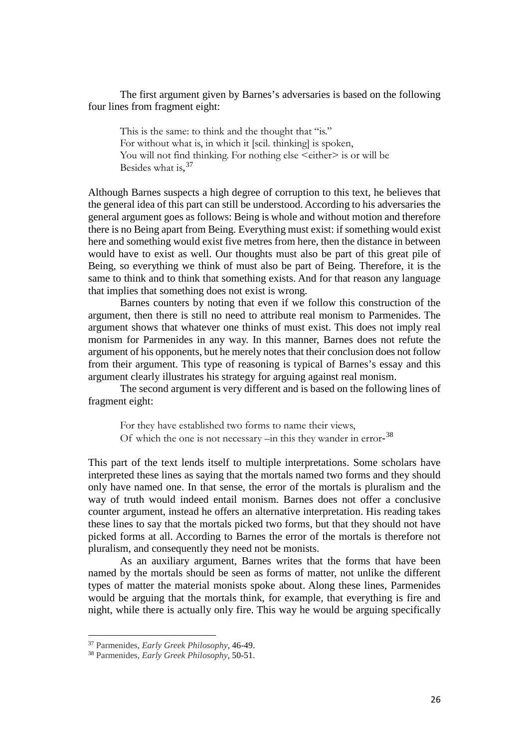The first argument given by Barnes's adversaries is based on the following four lines from fragment eight:

> This is the same: to think and the thought that "is."
> For without what is, in which it [scil. thinking] is spoken,
> You will not find thinking. For nothing else <either> is or will be
> Besides what is,[37]

Although Barnes suspects a high degree of corruption to this text, he believes that the general idea of this part can still be understood. According to his adversaries the general argument goes as follows: Being is whole and without motion and therefore there is no Being apart from Being. Everything must exist: if something would exist here and something would exist five metres from here, then the distance in between would have to exist as well. Our thoughts must also be part of this great pile of Being, so everything we think of must also be part of Being. Therefore, it is the same to think and to think that something exists. And for that reason any language that implies that something does not exist is wrong.

Barnes counters by noting that even if we follow this construction of the argument, then there is still no need to attribute real monism to Parmenides. The argument shows that whatever one thinks of must exist. This does not imply real monism for Parmenides in any way. In this manner, Barnes does not refute the argument of his opponents, but he merely notes that their conclusion does not follow from their argument. This type of reasoning is typical of Barnes's essay and this argument clearly illustrates his strategy for arguing against real monism.

The second argument is very different and is based on the following lines of fragment eight:

> For they have established two forms to name their views,
> Of which the one is not necessary –in this they wander in error-[38]

This part of the text lends itself to multiple interpretations. Some scholars have interpreted these lines as saying that the mortals named two forms and they should only have named one. In that sense, the error of the mortals is pluralism and the way of truth would indeed entail monism. Barnes does not offer a conclusive counter argument, instead he offers an alternative interpretation. His reading takes these lines to say that the mortals picked two forms, but that they should not have picked forms at all. According to Barnes the error of the mortals is therefore not pluralism, and consequently they need not be monists.

As an auxiliary argument, Barnes writes that the forms that have been named by the mortals should be seen as forms of matter, not unlike the different types of matter the material monists spoke about. Along these lines, Parmenides would be arguing that the mortals think, for example, that everything is fire and night, while there is actually only fire. This way he would be arguing specifically

---

[37] Parmenides, *Early Greek Philosophy*, 46-49.

[38] Parmenides, *Early Greek Philosophy*, 50-51.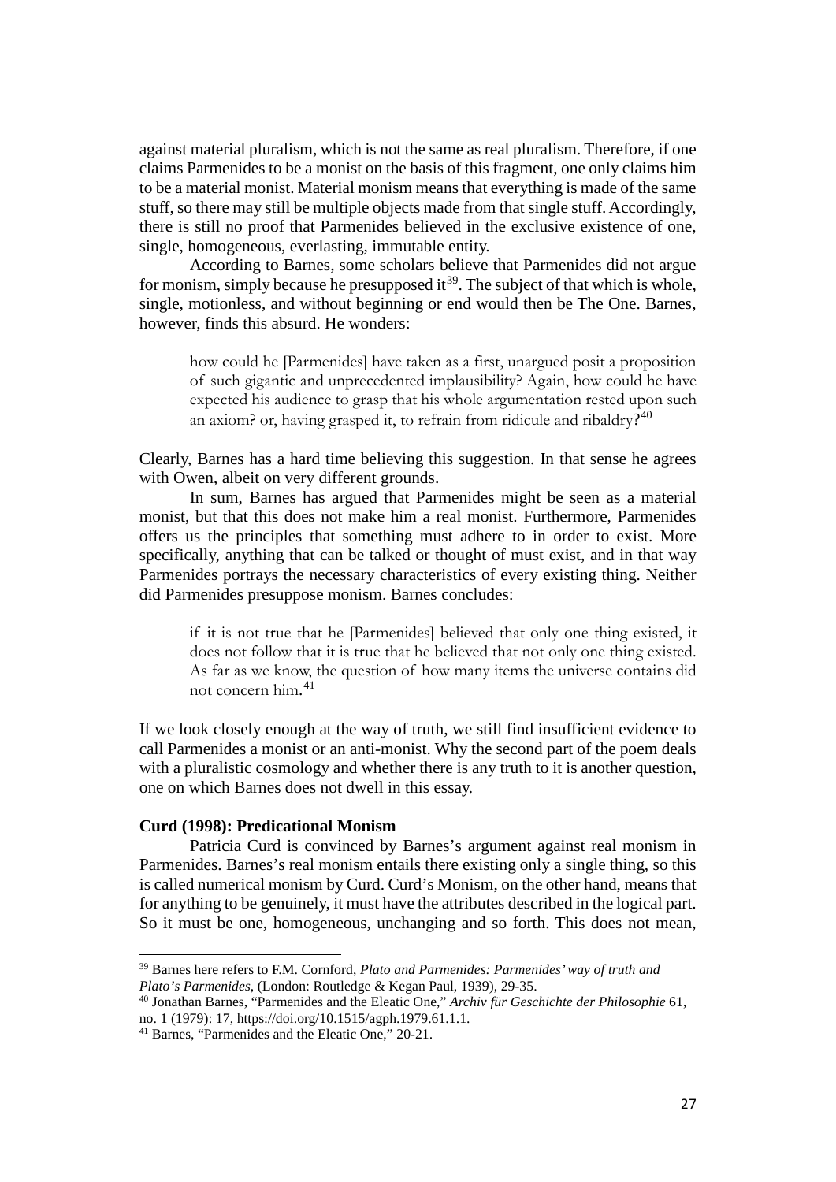against material pluralism, which is not the same as real pluralism. Therefore, if one claims Parmenides to be a monist on the basis of this fragment, one only claims him to be a material monist. Material monism means that everything is made of the same stuff, so there may still be multiple objects made from that single stuff. Accordingly, there is still no proof that Parmenides believed in the exclusive existence of one, single, homogeneous, everlasting, immutable entity.

According to Barnes, some scholars believe that Parmenides did not argue for monism, simply because he presupposed it[39]. The subject of that which is whole, single, motionless, and without beginning or end would then be The One. Barnes, however, finds this absurd. He wonders:

> how could he [Parmenides] have taken as a first, unargued posit a proposition of such gigantic and unprecedented implausibility? Again, how could he have expected his audience to grasp that his whole argumentation rested upon such an axiom? or, having grasped it, to refrain from ridicule and ribaldry?[40]

Clearly, Barnes has a hard time believing this suggestion. In that sense he agrees with Owen, albeit on very different grounds.

In sum, Barnes has argued that Parmenides might be seen as a material monist, but that this does not make him a real monist. Furthermore, Parmenides offers us the principles that something must adhere to in order to exist. More specifically, anything that can be talked or thought of must exist, and in that way Parmenides portrays the necessary characteristics of every existing thing. Neither did Parmenides presuppose monism. Barnes concludes:

> if it is not true that he [Parmenides] believed that only one thing existed, it does not follow that it is true that he believed that not only one thing existed. As far as we know, the question of how many items the universe contains did not concern him.[41]

If we look closely enough at the way of truth, we still find insufficient evidence to call Parmenides a monist or an anti-monist. Why the second part of the poem deals with a pluralistic cosmology and whether there is any truth to it is another question, one on which Barnes does not dwell in this essay.

### Curd (1998): Predicational Monism

Patricia Curd is convinced by Barnes's argument against real monism in Parmenides. Barnes's real monism entails there existing only a single thing, so this is called numerical monism by Curd. Curd's Monism, on the other hand, means that for anything to be genuinely, it must have the attributes described in the logical part. So it must be one, homogeneous, unchanging and so forth. This does not mean,

---

[39] Barnes here refers to F.M. Cornford, *Plato and Parmenides: Parmenides' way of truth and Plato's Parmenides*, (London: Routledge & Kegan Paul, 1939), 29-35.

[40] Jonathan Barnes, "Parmenides and the Eleatic One," *Archiv für Geschichte der Philosophie* 61, no. 1 (1979): 17, https://doi.org/10.1515/agph.1979.61.1.1.

[41] Barnes, "Parmenides and the Eleatic One," 20-21.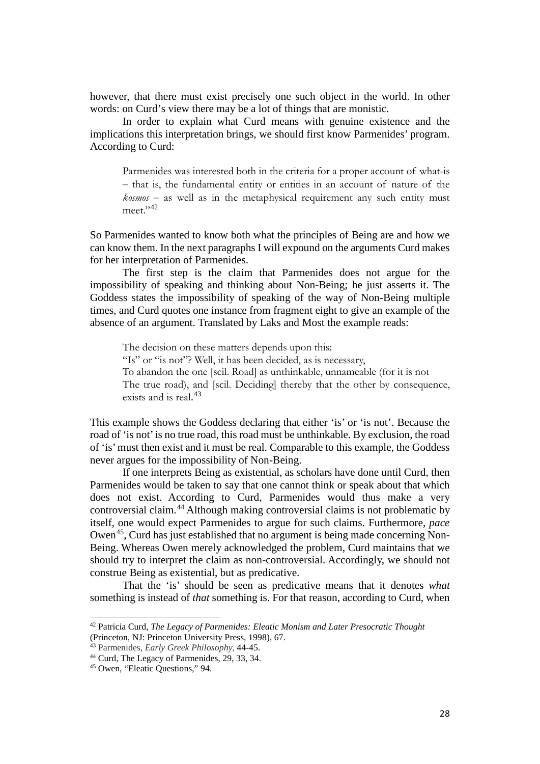however, that there must exist precisely one such object in the world. In other words: on Curd's view there may be a lot of things that are monistic.

In order to explain what Curd means with genuine existence and the implications this interpretation brings, we should first know Parmenides' program. According to Curd:

> Parmenides was interested both in the criteria for a proper account of what-is – that is, the fundamental entity or entities in an account of nature of the *kosmos* – as well as in the metaphysical requirement any such entity must meet."[42]

So Parmenides wanted to know both what the principles of Being are and how we can know them. In the next paragraphs I will expound on the arguments Curd makes for her interpretation of Parmenides.

The first step is the claim that Parmenides does not argue for the impossibility of speaking and thinking about Non-Being; he just asserts it. The Goddess states the impossibility of speaking of the way of Non-Being multiple times, and Curd quotes one instance from fragment eight to give an example of the absence of an argument. Translated by Laks and Most the example reads:

> The decision on these matters depends upon this:
> "Is" or "is not"? Well, it has been decided, as is necessary,
> To abandon the one [scil. Road] as unthinkable, unnameable (for it is not
> The true road), and [scil. Deciding] thereby that the other by consequence, exists and is real.[43]

This example shows the Goddess declaring that either 'is' or 'is not'. Because the road of 'is not' is no true road, this road must be unthinkable. By exclusion, the road of 'is' must then exist and it must be real. Comparable to this example, the Goddess never argues for the impossibility of Non-Being.

If one interprets Being as existential, as scholars have done until Curd, then Parmenides would be taken to say that one cannot think or speak about that which does not exist. According to Curd, Parmenides would thus make a very controversial claim.[44] Although making controversial claims is not problematic by itself, one would expect Parmenides to argue for such claims. Furthermore, *pace* Owen[45], Curd has just established that no argument is being made concerning Non-Being. Whereas Owen merely acknowledged the problem, Curd maintains that we should try to interpret the claim as non-controversial. Accordingly, we should not construe Being as existential, but as predicative.

That the 'is' should be seen as predicative means that it denotes *what* something is instead of *that* something is. For that reason, according to Curd, when

---

[42] Patricia Curd, *The Legacy of Parmenides: Eleatic Monism and Later Presocratic Thought* (Princeton, NJ: Princeton University Press, 1998), 67.

[43] Parmenides, *Early Greek Philosophy*, 44-45.

[44] Curd, The Legacy of Parmenides, 29, 33, 34.

[45] Owen, "Eleatic Questions," 94.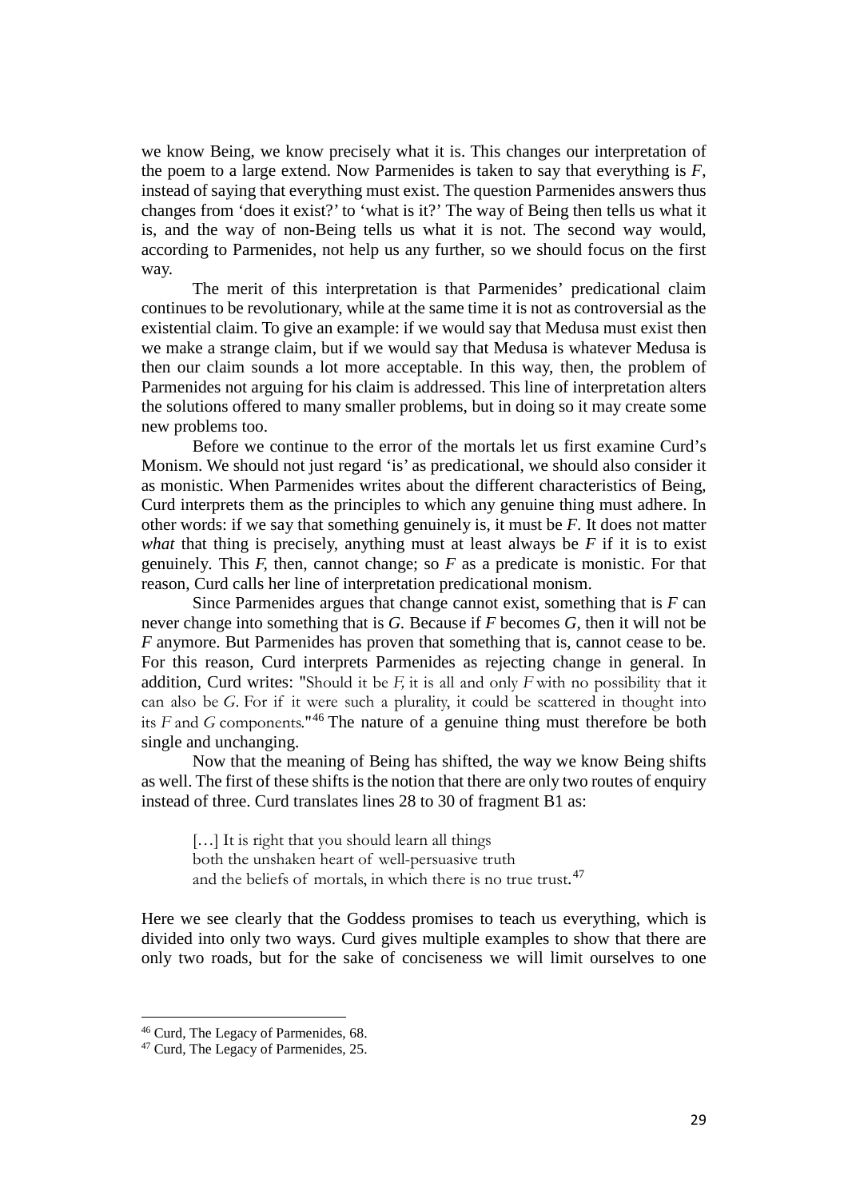we know Being, we know precisely what it is. This changes our interpretation of the poem to a large extend. Now Parmenides is taken to say that everything is *F*, instead of saying that everything must exist. The question Parmenides answers thus changes from 'does it exist?' to 'what is it?' The way of Being then tells us what it is, and the way of non-Being tells us what it is not. The second way would, according to Parmenides, not help us any further, so we should focus on the first way.

The merit of this interpretation is that Parmenides' predicational claim continues to be revolutionary, while at the same time it is not as controversial as the existential claim. To give an example: if we would say that Medusa must exist then we make a strange claim, but if we would say that Medusa is whatever Medusa is then our claim sounds a lot more acceptable. In this way, then, the problem of Parmenides not arguing for his claim is addressed. This line of interpretation alters the solutions offered to many smaller problems, but in doing so it may create some new problems too.

Before we continue to the error of the mortals let us first examine Curd's Monism. We should not just regard 'is' as predicational, we should also consider it as monistic. When Parmenides writes about the different characteristics of Being, Curd interprets them as the principles to which any genuine thing must adhere. In other words: if we say that something genuinely is, it must be *F*. It does not matter *what* that thing is precisely, anything must at least always be *F* if it is to exist genuinely. This *F*, then, cannot change; so *F* as a predicate is monistic. For that reason, Curd calls her line of interpretation predicational monism.

Since Parmenides argues that change cannot exist, something that is *F* can never change into something that is *G*. Because if *F* becomes *G*, then it will not be *F* anymore. But Parmenides has proven that something that is, cannot cease to be. For this reason, Curd interprets Parmenides as rejecting change in general. In addition, Curd writes: "Should it be *F*, it is all and only *F* with no possibility that it can also be *G*. For if it were such a plurality, it could be scattered in thought into its *F* and *G* components."[46] The nature of a genuine thing must therefore be both single and unchanging.

Now that the meaning of Being has shifted, the way we know Being shifts as well. The first of these shifts is the notion that there are only two routes of enquiry instead of three. Curd translates lines 28 to 30 of fragment B1 as:

> […] It is right that you should learn all things
> both the unshaken heart of well-persuasive truth
> and the beliefs of mortals, in which there is no true trust.[47]

Here we see clearly that the Goddess promises to teach us everything, which is divided into only two ways. Curd gives multiple examples to show that there are only two roads, but for the sake of conciseness we will limit ourselves to one

---

[46] Curd, The Legacy of Parmenides, 68.

[47] Curd, The Legacy of Parmenides, 25.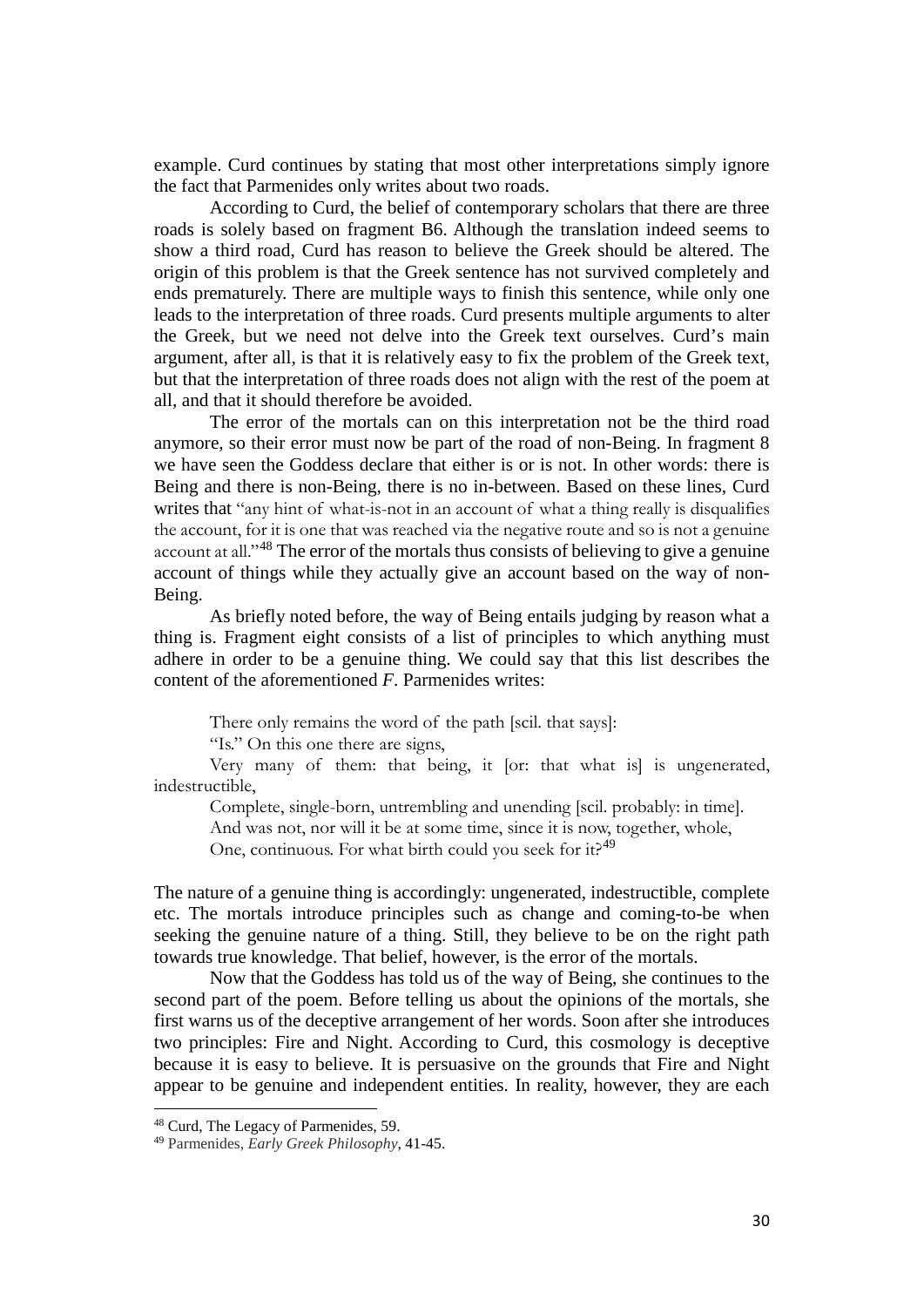example. Curd continues by stating that most other interpretations simply ignore the fact that Parmenides only writes about two roads.

According to Curd, the belief of contemporary scholars that there are three roads is solely based on fragment B6. Although the translation indeed seems to show a third road, Curd has reason to believe the Greek should be altered. The origin of this problem is that the Greek sentence has not survived completely and ends prematurely. There are multiple ways to finish this sentence, while only one leads to the interpretation of three roads. Curd presents multiple arguments to alter the Greek, but we need not delve into the Greek text ourselves. Curd's main argument, after all, is that it is relatively easy to fix the problem of the Greek text, but that the interpretation of three roads does not align with the rest of the poem at all, and that it should therefore be avoided.

The error of the mortals can on this interpretation not be the third road anymore, so their error must now be part of the road of non-Being. In fragment 8 we have seen the Goddess declare that either is or is not. In other words: there is Being and there is non-Being, there is no in-between. Based on these lines, Curd writes that "any hint of what-is-not in an account of what a thing really is disqualifies the account, for it is one that was reached via the negative route and so is not a genuine account at all."[48] The error of the mortals thus consists of believing to give a genuine account of things while they actually give an account based on the way of non-Being.

As briefly noted before, the way of Being entails judging by reason what a thing is. Fragment eight consists of a list of principles to which anything must adhere in order to be a genuine thing. We could say that this list describes the content of the aforementioned *F*. Parmenides writes:

> There only remains the word of the path [scil. that says]:
> "Is." On this one there are signs,
> Very many of them: that being, it [or: that what is] is ungenerated, indestructible,
> Complete, single-born, untrembling and unending [scil. probably: in time].
> And was not, nor will it be at some time, since it is now, together, whole,
> One, continuous. For what birth could you seek for it?[49]

The nature of a genuine thing is accordingly: ungenerated, indestructible, complete etc. The mortals introduce principles such as change and coming-to-be when seeking the genuine nature of a thing. Still, they believe to be on the right path towards true knowledge. That belief, however, is the error of the mortals.

Now that the Goddess has told us of the way of Being, she continues to the second part of the poem. Before telling us about the opinions of the mortals, she first warns us of the deceptive arrangement of her words. Soon after she introduces two principles: Fire and Night. According to Curd, this cosmology is deceptive because it is easy to believe. It is persuasive on the grounds that Fire and Night appear to be genuine and independent entities. In reality, however, they are each

---

[48] Curd, The Legacy of Parmenides, 59.

[49] Parmenides, *Early Greek Philosophy*, 41-45.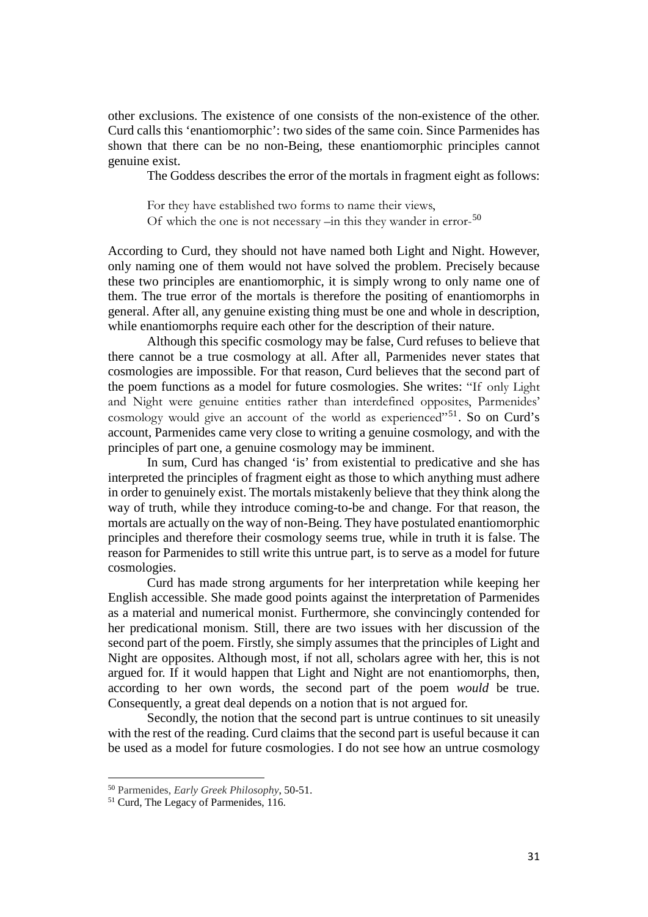other exclusions. The existence of one consists of the non-existence of the other. Curd calls this 'enantiomorphic': two sides of the same coin. Since Parmenides has shown that there can be no non-Being, these enantiomorphic principles cannot genuine exist.

The Goddess describes the error of the mortals in fragment eight as follows:

> For they have established two forms to name their views,
> Of which the one is not necessary –in this they wander in error-[50]

According to Curd, they should not have named both Light and Night. However, only naming one of them would not have solved the problem. Precisely because these two principles are enantiomorphic, it is simply wrong to only name one of them. The true error of the mortals is therefore the positing of enantiomorphs in general. After all, any genuine existing thing must be one and whole in description, while enantiomorphs require each other for the description of their nature.

Although this specific cosmology may be false, Curd refuses to believe that there cannot be a true cosmology at all. After all, Parmenides never states that cosmologies are impossible. For that reason, Curd believes that the second part of the poem functions as a model for future cosmologies. She writes: "If only Light and Night were genuine entities rather than interdefined opposites, Parmenides' cosmology would give an account of the world as experienced"[51]. So on Curd's account, Parmenides came very close to writing a genuine cosmology, and with the principles of part one, a genuine cosmology may be imminent.

In sum, Curd has changed 'is' from existential to predicative and she has interpreted the principles of fragment eight as those to which anything must adhere in order to genuinely exist. The mortals mistakenly believe that they think along the way of truth, while they introduce coming-to-be and change. For that reason, the mortals are actually on the way of non-Being. They have postulated enantiomorphic principles and therefore their cosmology seems true, while in truth it is false. The reason for Parmenides to still write this untrue part, is to serve as a model for future cosmologies.

Curd has made strong arguments for her interpretation while keeping her English accessible. She made good points against the interpretation of Parmenides as a material and numerical monist. Furthermore, she convincingly contended for her predicational monism. Still, there are two issues with her discussion of the second part of the poem. Firstly, she simply assumes that the principles of Light and Night are opposites. Although most, if not all, scholars agree with her, this is not argued for. If it would happen that Light and Night are not enantiomorphs, then, according to her own words, the second part of the poem *would* be true. Consequently, a great deal depends on a notion that is not argued for.

Secondly, the notion that the second part is untrue continues to sit uneasily with the rest of the reading. Curd claims that the second part is useful because it can be used as a model for future cosmologies. I do not see how an untrue cosmology

---

[50] Parmenides, *Early Greek Philosophy*, 50-51.

[51] Curd, The Legacy of Parmenides, 116.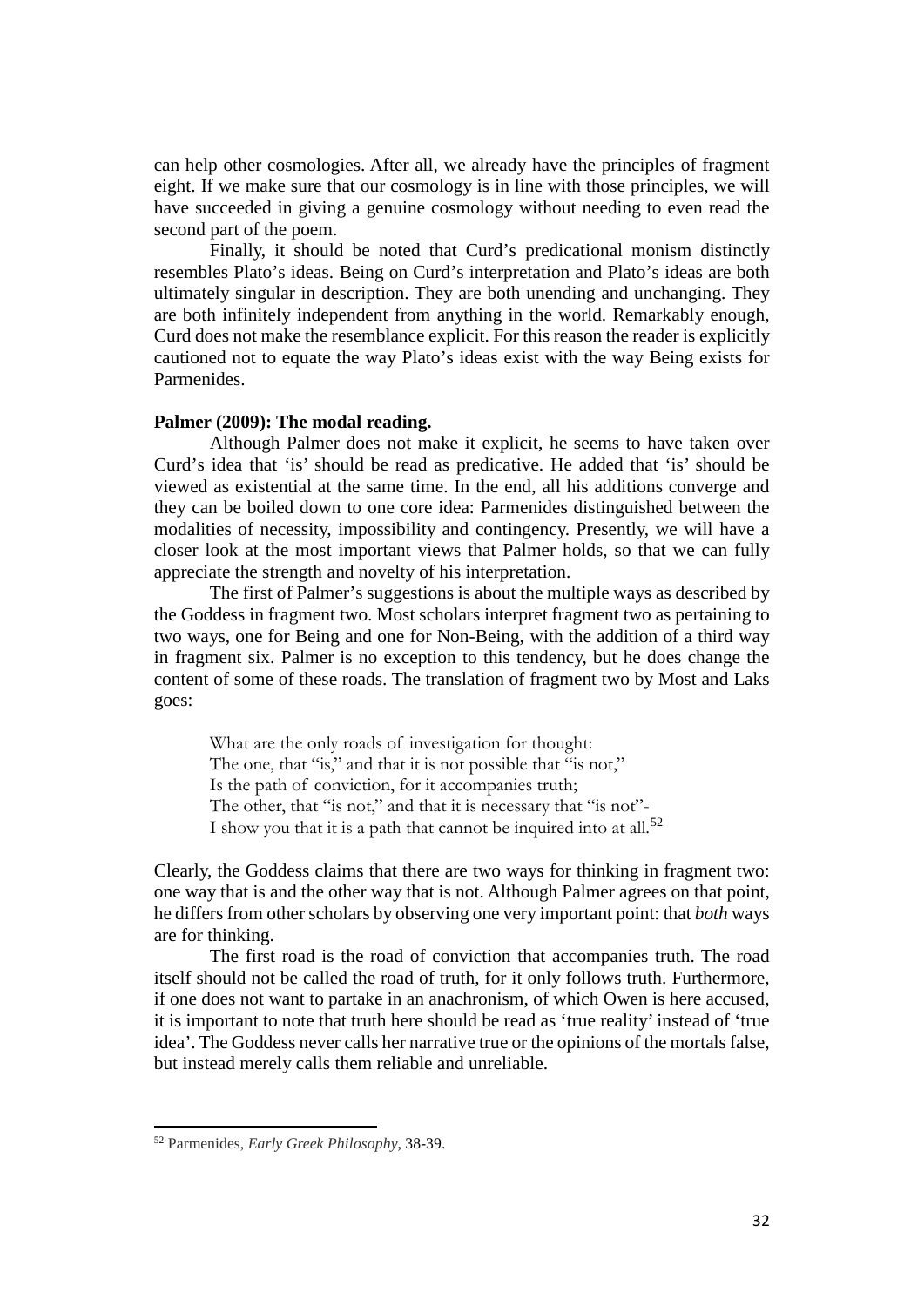can help other cosmologies. After all, we already have the principles of fragment eight. If we make sure that our cosmology is in line with those principles, we will have succeeded in giving a genuine cosmology without needing to even read the second part of the poem.

Finally, it should be noted that Curd's predicational monism distinctly resembles Plato's ideas. Being on Curd's interpretation and Plato's ideas are both ultimately singular in description. They are both unending and unchanging. They are both infinitely independent from anything in the world. Remarkably enough, Curd does not make the resemblance explicit. For this reason the reader is explicitly cautioned not to equate the way Plato's ideas exist with the way Being exists for Parmenides.

**Palmer (2009): The modal reading.**

Although Palmer does not make it explicit, he seems to have taken over Curd's idea that 'is' should be read as predicative. He added that 'is' should be viewed as existential at the same time. In the end, all his additions converge and they can be boiled down to one core idea: Parmenides distinguished between the modalities of necessity, impossibility and contingency. Presently, we will have a closer look at the most important views that Palmer holds, so that we can fully appreciate the strength and novelty of his interpretation.

The first of Palmer's suggestions is about the multiple ways as described by the Goddess in fragment two. Most scholars interpret fragment two as pertaining to two ways, one for Being and one for Non-Being, with the addition of a third way in fragment six. Palmer is no exception to this tendency, but he does change the content of some of these roads. The translation of fragment two by Most and Laks goes:

> What are the only roads of investigation for thought:
> The one, that "is," and that it is not possible that "is not,"
> Is the path of conviction, for it accompanies truth;
> The other, that "is not," and that it is necessary that "is not"-
> I show you that it is a path that cannot be inquired into at all.[52]

Clearly, the Goddess claims that there are two ways for thinking in fragment two: one way that is and the other way that is not. Although Palmer agrees on that point, he differs from other scholars by observing one very important point: that *both* ways are for thinking.

The first road is the road of conviction that accompanies truth. The road itself should not be called the road of truth, for it only follows truth. Furthermore, if one does not want to partake in an anachronism, of which Owen is here accused, it is important to note that truth here should be read as 'true reality' instead of 'true idea'. The Goddess never calls her narrative true or the opinions of the mortals false, but instead merely calls them reliable and unreliable.

[52] Parmenides, *Early Greek Philosophy*, 38-39.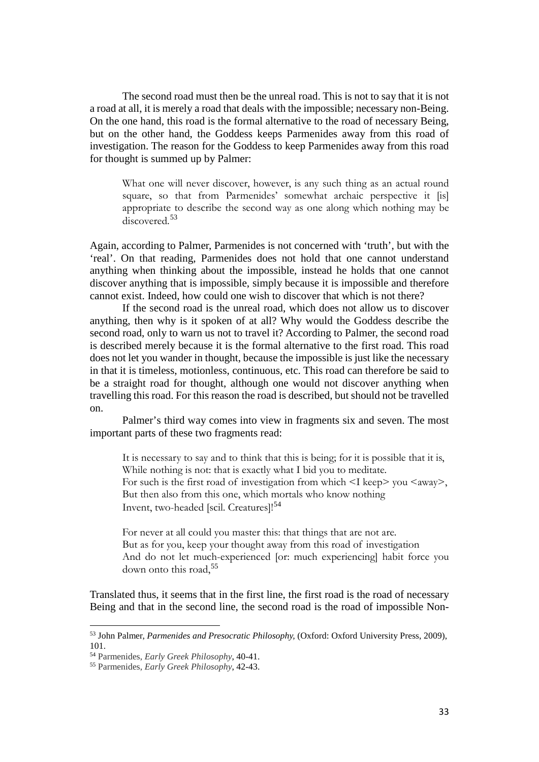The second road must then be the unreal road. This is not to say that it is not a road at all, it is merely a road that deals with the impossible; necessary non-Being. On the one hand, this road is the formal alternative to the road of necessary Being, but on the other hand, the Goddess keeps Parmenides away from this road of investigation. The reason for the Goddess to keep Parmenides away from this road for thought is summed up by Palmer:

> What one will never discover, however, is any such thing as an actual round square, so that from Parmenides' somewhat archaic perspective it [is] appropriate to describe the second way as one along which nothing may be discovered.[53]

Again, according to Palmer, Parmenides is not concerned with 'truth', but with the 'real'. On that reading, Parmenides does not hold that one cannot understand anything when thinking about the impossible, instead he holds that one cannot discover anything that is impossible, simply because it is impossible and therefore cannot exist. Indeed, how could one wish to discover that which is not there?

If the second road is the unreal road, which does not allow us to discover anything, then why is it spoken of at all? Why would the Goddess describe the second road, only to warn us not to travel it? According to Palmer, the second road is described merely because it is the formal alternative to the first road. This road does not let you wander in thought, because the impossible is just like the necessary in that it is timeless, motionless, continuous, etc. This road can therefore be said to be a straight road for thought, although one would not discover anything when travelling this road. For this reason the road is described, but should not be travelled on.

Palmer's third way comes into view in fragments six and seven. The most important parts of these two fragments read:

> It is necessary to say and to think that this is being; for it is possible that it is,
> While nothing is not: that is exactly what I bid you to meditate.
> For such is the first road of investigation from which <I keep> you <away>,
> But then also from this one, which mortals who know nothing
> Invent, two-headed [scil. Creatures]![54]
>
> For never at all could you master this: that things that are not are.
> But as for you, keep your thought away from this road of investigation
> And do not let much-experienced [or: much experiencing] habit force you down onto this road,[55]

Translated thus, it seems that in the first line, the first road is the road of necessary Being and that in the second line, the second road is the road of impossible Non-

---

[53] John Palmer, *Parmenides and Presocratic Philosophy,* (Oxford: Oxford University Press, 2009), 101.

[54] Parmenides, *Early Greek Philosophy*, 40-41.

[55] Parmenides, *Early Greek Philosophy*, 42-43.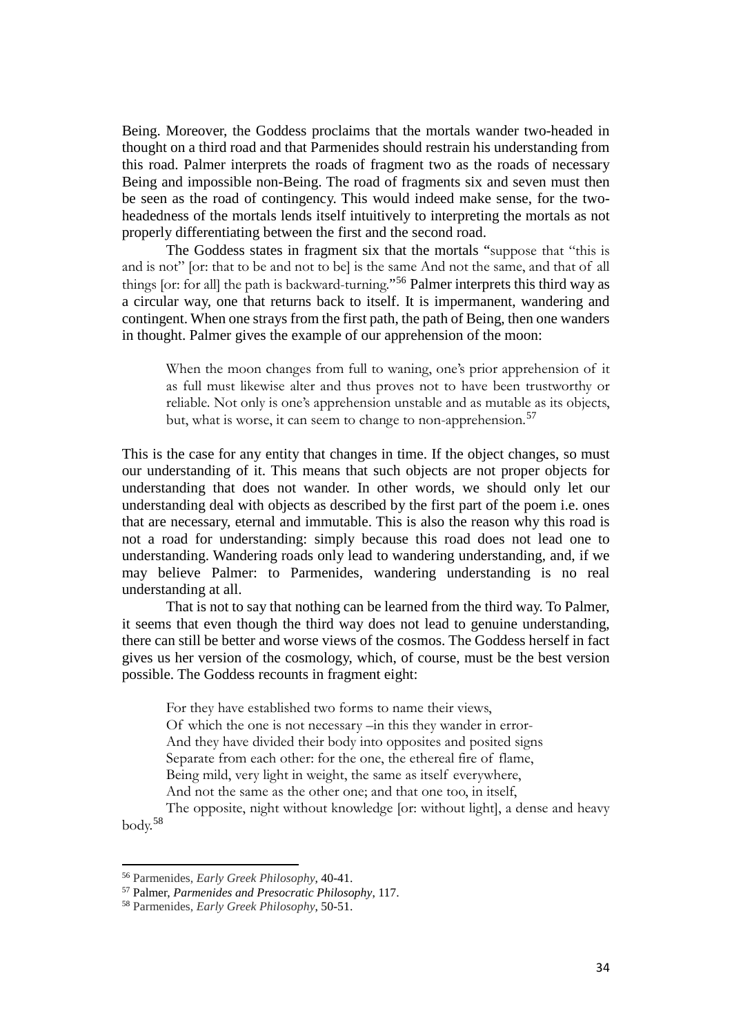Being. Moreover, the Goddess proclaims that the mortals wander two-headed in thought on a third road and that Parmenides should restrain his understanding from this road. Palmer interprets the roads of fragment two as the roads of necessary Being and impossible non-Being. The road of fragments six and seven must then be seen as the road of contingency. This would indeed make sense, for the two-headedness of the mortals lends itself intuitively to interpreting the mortals as not properly differentiating between the first and the second road.

The Goddess states in fragment six that the mortals "suppose that "this is and is not" [or: that to be and not to be] is the same And not the same, and that of all things [or: for all] the path is backward-turning."[56] Palmer interprets this third way as a circular way, one that returns back to itself. It is impermanent, wandering and contingent. When one strays from the first path, the path of Being, then one wanders in thought. Palmer gives the example of our apprehension of the moon:

> When the moon changes from full to waning, one's prior apprehension of it as full must likewise alter and thus proves not to have been trustworthy or reliable. Not only is one's apprehension unstable and as mutable as its objects, but, what is worse, it can seem to change to non-apprehension.[57]

This is the case for any entity that changes in time. If the object changes, so must our understanding of it. This means that such objects are not proper objects for understanding that does not wander. In other words, we should only let our understanding deal with objects as described by the first part of the poem i.e. ones that are necessary, eternal and immutable. This is also the reason why this road is not a road for understanding: simply because this road does not lead one to understanding. Wandering roads only lead to wandering understanding, and, if we may believe Palmer: to Parmenides, wandering understanding is no real understanding at all.

That is not to say that nothing can be learned from the third way. To Palmer, it seems that even though the third way does not lead to genuine understanding, there can still be better and worse views of the cosmos. The Goddess herself in fact gives us her version of the cosmology, which, of course, must be the best version possible. The Goddess recounts in fragment eight:

> For they have established two forms to name their views,
> Of which the one is not necessary –in this they wander in error-
> And they have divided their body into opposites and posited signs
> Separate from each other: for the one, the ethereal fire of flame,
> Being mild, very light in weight, the same as itself everywhere,
> And not the same as the other one; and that one too, in itself,
> The opposite, night without knowledge [or: without light], a dense and heavy body.[58]

---

[56] Parmenides, *Early Greek Philosophy*, 40-41.

[57] Palmer, *Parmenides and Presocratic Philosophy*, 117.

[58] Parmenides, *Early Greek Philosophy*, 50-51.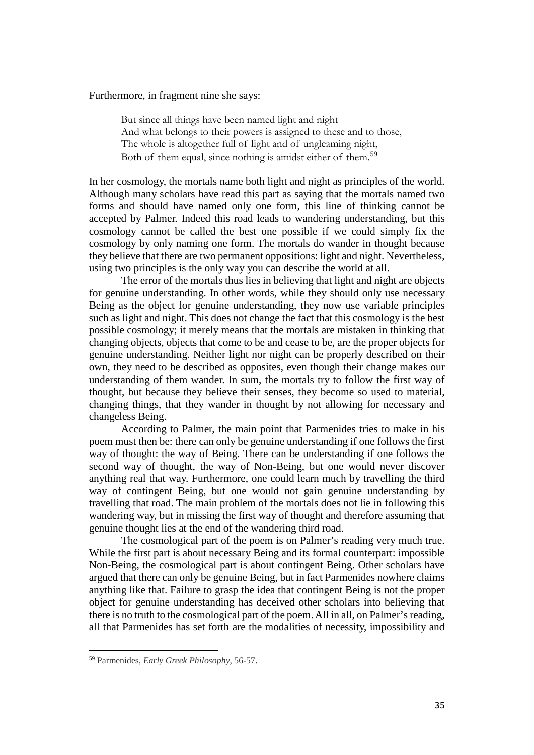Furthermore, in fragment nine she says:

> But since all things have been named light and night
> And what belongs to their powers is assigned to these and to those,
> The whole is altogether full of light and of ungleaming night,
> Both of them equal, since nothing is amidst either of them.[59]

In her cosmology, the mortals name both light and night as principles of the world. Although many scholars have read this part as saying that the mortals named two forms and should have named only one form, this line of thinking cannot be accepted by Palmer. Indeed this road leads to wandering understanding, but this cosmology cannot be called the best one possible if we could simply fix the cosmology by only naming one form. The mortals do wander in thought because they believe that there are two permanent oppositions: light and night. Nevertheless, using two principles is the only way you can describe the world at all.

The error of the mortals thus lies in believing that light and night are objects for genuine understanding. In other words, while they should only use necessary Being as the object for genuine understanding, they now use variable principles such as light and night. This does not change the fact that this cosmology is the best possible cosmology; it merely means that the mortals are mistaken in thinking that changing objects, objects that come to be and cease to be, are the proper objects for genuine understanding. Neither light nor night can be properly described on their own, they need to be described as opposites, even though their change makes our understanding of them wander. In sum, the mortals try to follow the first way of thought, but because they believe their senses, they become so used to material, changing things, that they wander in thought by not allowing for necessary and changeless Being.

According to Palmer, the main point that Parmenides tries to make in his poem must then be: there can only be genuine understanding if one follows the first way of thought: the way of Being. There can be understanding if one follows the second way of thought, the way of Non-Being, but one would never discover anything real that way. Furthermore, one could learn much by travelling the third way of contingent Being, but one would not gain genuine understanding by travelling that road. The main problem of the mortals does not lie in following this wandering way, but in missing the first way of thought and therefore assuming that genuine thought lies at the end of the wandering third road.

The cosmological part of the poem is on Palmer's reading very much true. While the first part is about necessary Being and its formal counterpart: impossible Non-Being, the cosmological part is about contingent Being. Other scholars have argued that there can only be genuine Being, but in fact Parmenides nowhere claims anything like that. Failure to grasp the idea that contingent Being is not the proper object for genuine understanding has deceived other scholars into believing that there is no truth to the cosmological part of the poem. All in all, on Palmer's reading, all that Parmenides has set forth are the modalities of necessity, impossibility and

---

[59] Parmenides, *Early Greek Philosophy*, 56-57.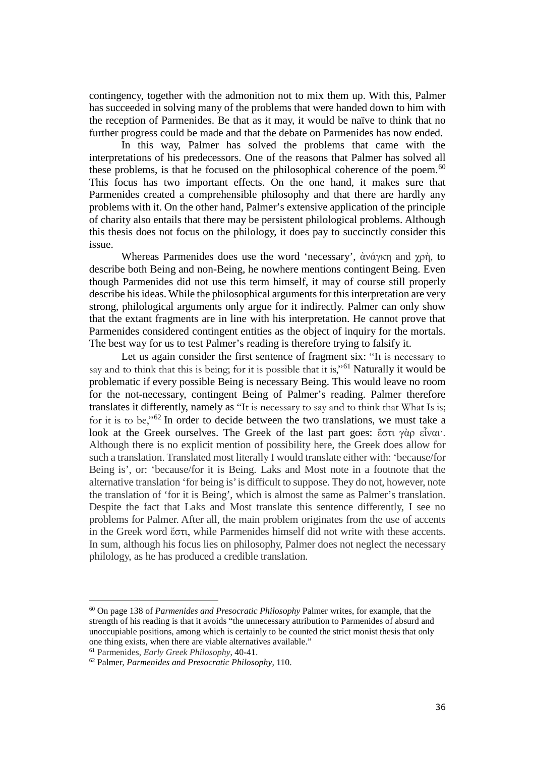contingency, together with the admonition not to mix them up. With this, Palmer has succeeded in solving many of the problems that were handed down to him with the reception of Parmenides. Be that as it may, it would be naïve to think that no further progress could be made and that the debate on Parmenides has now ended.

In this way, Palmer has solved the problems that came with the interpretations of his predecessors. One of the reasons that Palmer has solved all these problems, is that he focused on the philosophical coherence of the poem.[60] This focus has two important effects. On the one hand, it makes sure that Parmenides created a comprehensible philosophy and that there are hardly any problems with it. On the other hand, Palmer's extensive application of the principle of charity also entails that there may be persistent philological problems. Although this thesis does not focus on the philology, it does pay to succinctly consider this issue.

Whereas Parmenides does use the word 'necessary', ἀνάγκη and χρὴ, to describe both Being and non-Being, he nowhere mentions contingent Being. Even though Parmenides did not use this term himself, it may of course still properly describe his ideas. While the philosophical arguments for this interpretation are very strong, philological arguments only argue for it indirectly. Palmer can only show that the extant fragments are in line with his interpretation. He cannot prove that Parmenides considered contingent entities as the object of inquiry for the mortals. The best way for us to test Palmer's reading is therefore trying to falsify it.

Let us again consider the first sentence of fragment six: "It is necessary to say and to think that this is being; for it is possible that it is,"[61] Naturally it would be problematic if every possible Being is necessary Being. This would leave no room for the not-necessary, contingent Being of Palmer's reading. Palmer therefore translates it differently, namely as "It is necessary to say and to think that What Is is; for it is to be,"[62] In order to decide between the two translations, we must take a look at the Greek ourselves. The Greek of the last part goes: ἔστι γὰρ εἶναι·. Although there is no explicit mention of possibility here, the Greek does allow for such a translation. Translated most literally I would translate either with: 'because/for Being is', or: 'because/for it is Being. Laks and Most note in a footnote that the alternative translation 'for being is' is difficult to suppose. They do not, however, note the translation of 'for it is Being', which is almost the same as Palmer's translation. Despite the fact that Laks and Most translate this sentence differently, I see no problems for Palmer. After all, the main problem originates from the use of accents in the Greek word ἔστι, while Parmenides himself did not write with these accents. In sum, although his focus lies on philosophy, Palmer does not neglect the necessary philology, as he has produced a credible translation.

---

[60] On page 138 of *Parmenides and Presocratic Philosophy* Palmer writes, for example, that the strength of his reading is that it avoids "the unnecessary attribution to Parmenides of absurd and unoccupiable positions, among which is certainly to be counted the strict monist thesis that only one thing exists, when there are viable alternatives available."

[61] Parmenides, *Early Greek Philosophy*, 40-41.

[62] Palmer, *Parmenides and Presocratic Philosophy*, 110.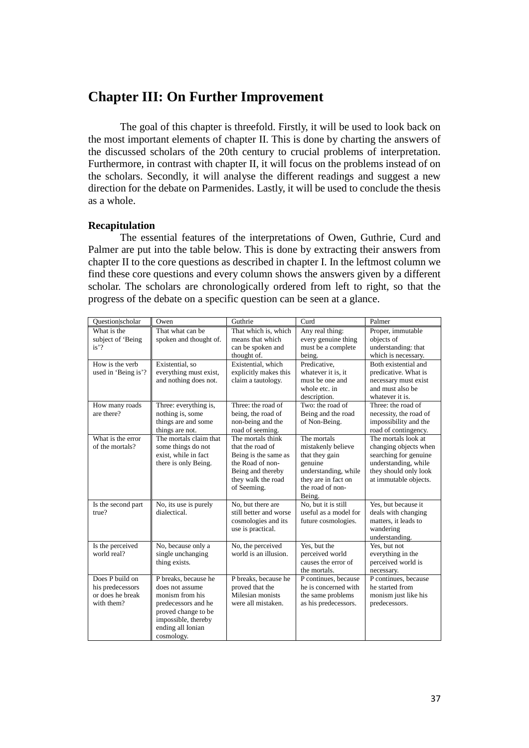# Chapter III: On Further Improvement

The goal of this chapter is threefold. Firstly, it will be used to look back on the most important elements of chapter II. This is done by charting the answers of the discussed scholars of the 20th century to crucial problems of interpretation. Furthermore, in contrast with chapter II, it will focus on the problems instead of on the scholars. Secondly, it will analyse the different readings and suggest a new direction for the debate on Parmenides. Lastly, it will be used to conclude the thesis as a whole.

### Recapitulation

The essential features of the interpretations of Owen, Guthrie, Curd and Palmer are put into the table below. This is done by extracting their answers from chapter II to the core questions as described in chapter I. In the leftmost column we find these core questions and every column shows the answers given by a different scholar. The scholars are chronologically ordered from left to right, so that the progress of the debate on a specific question can be seen at a glance.

| Question\|scholar | Owen | Guthrie | Curd | Palmer |
|---|---|---|---|---|
| What is the subject of 'Being is'? | That what can be spoken and thought of. | That which is, which means that which can be spoken and thought of. | Any real thing: every genuine thing must be a complete being. | Proper, immutable objects of understanding: that which is necessary. |
| How is the verb used in 'Being is'? | Existential, so everything must exist, and nothing does not. | Existential, which explicitly makes this claim a tautology. | Predicative, whatever it is, it must be one and whole etc. in description. | Both existential and predicative. What is necessary must exist and must also be whatever it is. |
| How many roads are there? | Three: everything is, nothing is, some things are and some things are not. | Three: the road of being, the road of non-being and the road of seeming. | Two: the road of Being and the road of Non-Being. | Three: the road of necessity, the road of impossibility and the road of contingency. |
| What is the error of the mortals? | The mortals claim that some things do not exist, while in fact there is only Being. | The mortals think that the road of Being is the same as the Road of non-Being and thereby they walk the road of Seeming. | The mortals mistakenly believe that they gain genuine understanding, while they are in fact on the road of non-Being. | The mortals look at changing objects when searching for genuine understanding, while they should only look at immutable objects. |
| Is the second part true? | No, its use is purely dialectical. | No, but there are still better and worse cosmologies and its use is practical. | No, but it is still useful as a model for future cosmologies. | Yes, but because it deals with changing matters, it leads to wandering understanding. |
| Is the perceived world real? | No, because only a single unchanging thing exists. | No, the perceived world is an illusion. | Yes, but the perceived world causes the error of the mortals. | Yes, but not everything in the perceived world is necessary. |
| Does P build on his predecessors or does he break with them? | P breaks, because he does not assume monism from his predecessors and he proved change to be impossible, thereby ending all Ionian cosmology. | P breaks, because he proved that the Milesian monists were all mistaken. | P continues, because he is concerned with the same problems as his predecessors. | P continues, because he started from monism just like his predecessors. |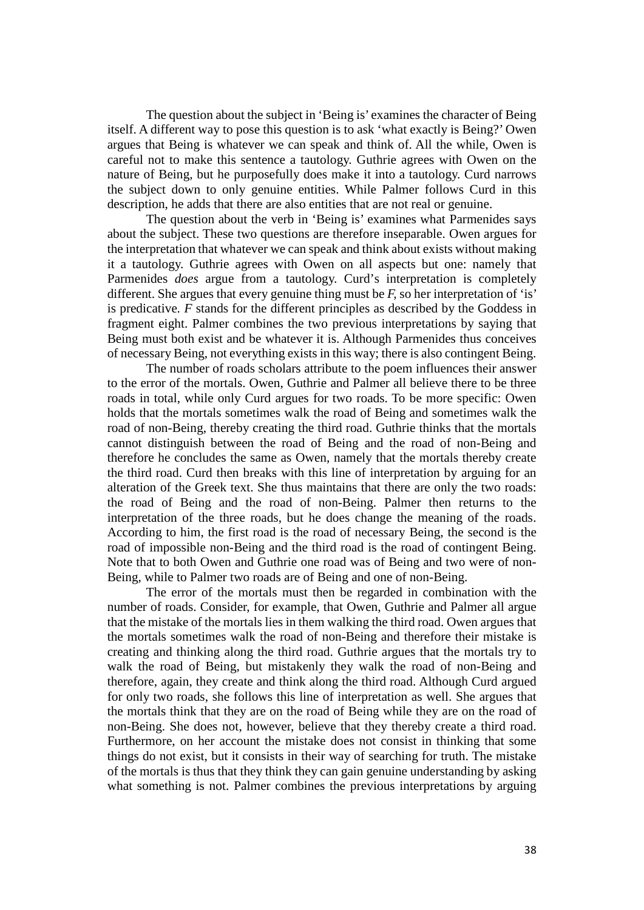The question about the subject in 'Being is' examines the character of Being itself. A different way to pose this question is to ask 'what exactly is Being?' Owen argues that Being is whatever we can speak and think of. All the while, Owen is careful not to make this sentence a tautology. Guthrie agrees with Owen on the nature of Being, but he purposefully does make it into a tautology. Curd narrows the subject down to only genuine entities. While Palmer follows Curd in this description, he adds that there are also entities that are not real or genuine.

The question about the verb in 'Being is' examines what Parmenides says about the subject. These two questions are therefore inseparable. Owen argues for the interpretation that whatever we can speak and think about exists without making it a tautology. Guthrie agrees with Owen on all aspects but one: namely that Parmenides *does* argue from a tautology. Curd's interpretation is completely different. She argues that every genuine thing must be *F*, so her interpretation of 'is' is predicative. *F* stands for the different principles as described by the Goddess in fragment eight. Palmer combines the two previous interpretations by saying that Being must both exist and be whatever it is. Although Parmenides thus conceives of necessary Being, not everything exists in this way; there is also contingent Being.

The number of roads scholars attribute to the poem influences their answer to the error of the mortals. Owen, Guthrie and Palmer all believe there to be three roads in total, while only Curd argues for two roads. To be more specific: Owen holds that the mortals sometimes walk the road of Being and sometimes walk the road of non-Being, thereby creating the third road. Guthrie thinks that the mortals cannot distinguish between the road of Being and the road of non-Being and therefore he concludes the same as Owen, namely that the mortals thereby create the third road. Curd then breaks with this line of interpretation by arguing for an alteration of the Greek text. She thus maintains that there are only the two roads: the road of Being and the road of non-Being. Palmer then returns to the interpretation of the three roads, but he does change the meaning of the roads. According to him, the first road is the road of necessary Being, the second is the road of impossible non-Being and the third road is the road of contingent Being. Note that to both Owen and Guthrie one road was of Being and two were of non-Being, while to Palmer two roads are of Being and one of non-Being.

The error of the mortals must then be regarded in combination with the number of roads. Consider, for example, that Owen, Guthrie and Palmer all argue that the mistake of the mortals lies in them walking the third road. Owen argues that the mortals sometimes walk the road of non-Being and therefore their mistake is creating and thinking along the third road. Guthrie argues that the mortals try to walk the road of Being, but mistakenly they walk the road of non-Being and therefore, again, they create and think along the third road. Although Curd argued for only two roads, she follows this line of interpretation as well. She argues that the mortals think that they are on the road of Being while they are on the road of non-Being. She does not, however, believe that they thereby create a third road. Furthermore, on her account the mistake does not consist in thinking that some things do not exist, but it consists in their way of searching for truth. The mistake of the mortals is thus that they think they can gain genuine understanding by asking what something is not. Palmer combines the previous interpretations by arguing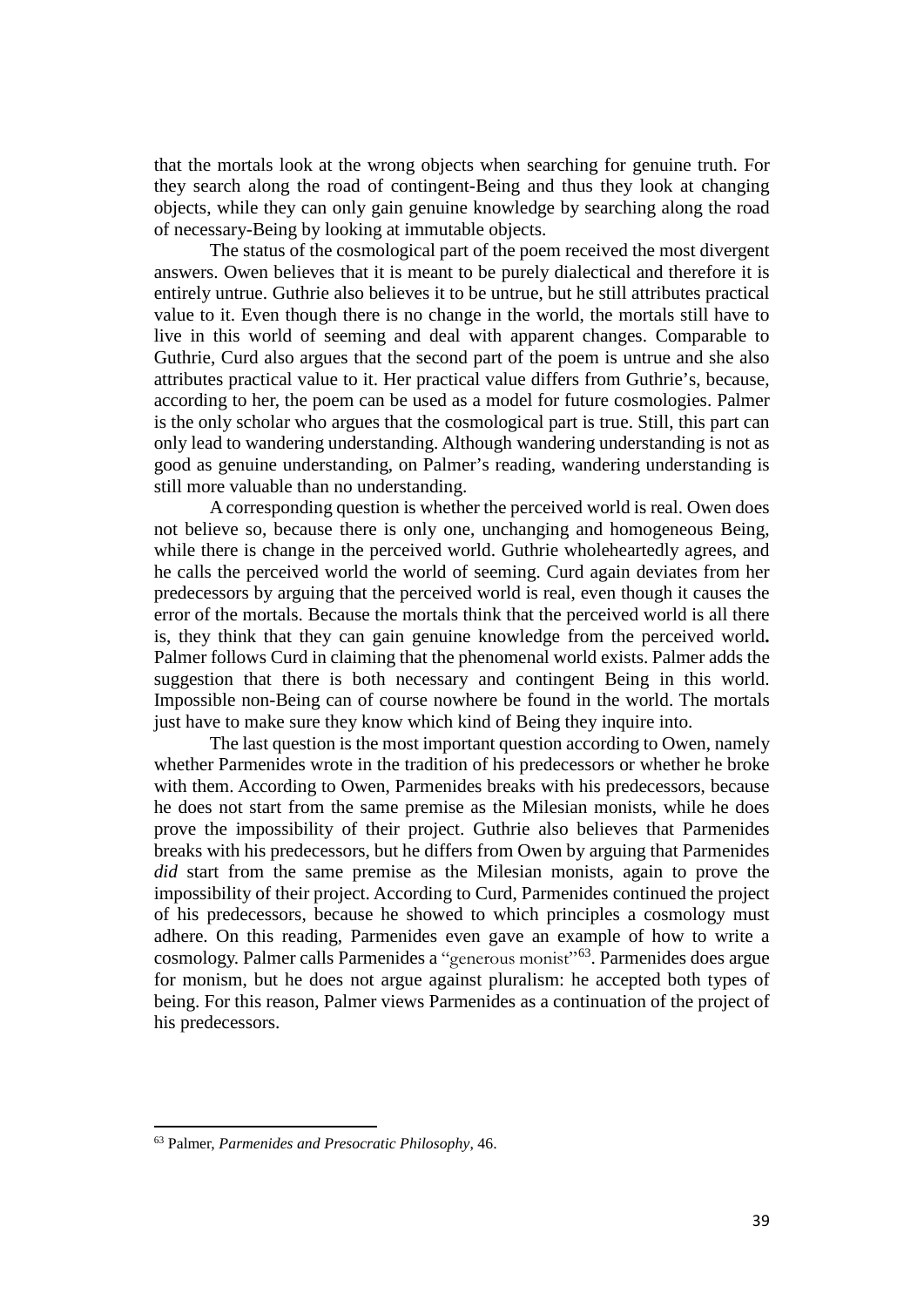that the mortals look at the wrong objects when searching for genuine truth. For they search along the road of contingent-Being and thus they look at changing objects, while they can only gain genuine knowledge by searching along the road of necessary-Being by looking at immutable objects.

The status of the cosmological part of the poem received the most divergent answers. Owen believes that it is meant to be purely dialectical and therefore it is entirely untrue. Guthrie also believes it to be untrue, but he still attributes practical value to it. Even though there is no change in the world, the mortals still have to live in this world of seeming and deal with apparent changes. Comparable to Guthrie, Curd also argues that the second part of the poem is untrue and she also attributes practical value to it. Her practical value differs from Guthrie's, because, according to her, the poem can be used as a model for future cosmologies. Palmer is the only scholar who argues that the cosmological part is true. Still, this part can only lead to wandering understanding. Although wandering understanding is not as good as genuine understanding, on Palmer's reading, wandering understanding is still more valuable than no understanding.

A corresponding question is whether the perceived world is real. Owen does not believe so, because there is only one, unchanging and homogeneous Being, while there is change in the perceived world. Guthrie wholeheartedly agrees, and he calls the perceived world the world of seeming. Curd again deviates from her predecessors by arguing that the perceived world is real, even though it causes the error of the mortals. Because the mortals think that the perceived world is all there is, they think that they can gain genuine knowledge from the perceived world**.** Palmer follows Curd in claiming that the phenomenal world exists. Palmer adds the suggestion that there is both necessary and contingent Being in this world. Impossible non-Being can of course nowhere be found in the world. The mortals just have to make sure they know which kind of Being they inquire into.

The last question is the most important question according to Owen, namely whether Parmenides wrote in the tradition of his predecessors or whether he broke with them. According to Owen, Parmenides breaks with his predecessors, because he does not start from the same premise as the Milesian monists, while he does prove the impossibility of their project. Guthrie also believes that Parmenides breaks with his predecessors, but he differs from Owen by arguing that Parmenides *did* start from the same premise as the Milesian monists, again to prove the impossibility of their project. According to Curd, Parmenides continued the project of his predecessors, because he showed to which principles a cosmology must adhere. On this reading, Parmenides even gave an example of how to write a cosmology. Palmer calls Parmenides a "generous monist"[63]. Parmenides does argue for monism, but he does not argue against pluralism: he accepted both types of being. For this reason, Palmer views Parmenides as a continuation of the project of his predecessors.

[63] Palmer, *Parmenides and Presocratic Philosophy*, 46.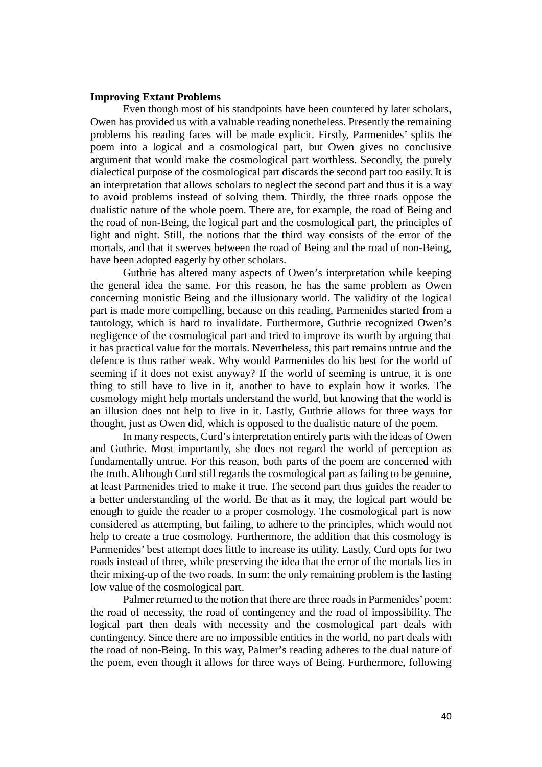**Improving Extant Problems**

Even though most of his standpoints have been countered by later scholars, Owen has provided us with a valuable reading nonetheless. Presently the remaining problems his reading faces will be made explicit. Firstly, Parmenides' splits the poem into a logical and a cosmological part, but Owen gives no conclusive argument that would make the cosmological part worthless. Secondly, the purely dialectical purpose of the cosmological part discards the second part too easily. It is an interpretation that allows scholars to neglect the second part and thus it is a way to avoid problems instead of solving them. Thirdly, the three roads oppose the dualistic nature of the whole poem. There are, for example, the road of Being and the road of non-Being, the logical part and the cosmological part, the principles of light and night. Still, the notions that the third way consists of the error of the mortals, and that it swerves between the road of Being and the road of non-Being, have been adopted eagerly by other scholars.

Guthrie has altered many aspects of Owen's interpretation while keeping the general idea the same. For this reason, he has the same problem as Owen concerning monistic Being and the illusionary world. The validity of the logical part is made more compelling, because on this reading, Parmenides started from a tautology, which is hard to invalidate. Furthermore, Guthrie recognized Owen's negligence of the cosmological part and tried to improve its worth by arguing that it has practical value for the mortals. Nevertheless, this part remains untrue and the defence is thus rather weak. Why would Parmenides do his best for the world of seeming if it does not exist anyway? If the world of seeming is untrue, it is one thing to still have to live in it, another to have to explain how it works. The cosmology might help mortals understand the world, but knowing that the world is an illusion does not help to live in it. Lastly, Guthrie allows for three ways for thought, just as Owen did, which is opposed to the dualistic nature of the poem.

In many respects, Curd's interpretation entirely parts with the ideas of Owen and Guthrie. Most importantly, she does not regard the world of perception as fundamentally untrue. For this reason, both parts of the poem are concerned with the truth. Although Curd still regards the cosmological part as failing to be genuine, at least Parmenides tried to make it true. The second part thus guides the reader to a better understanding of the world. Be that as it may, the logical part would be enough to guide the reader to a proper cosmology. The cosmological part is now considered as attempting, but failing, to adhere to the principles, which would not help to create a true cosmology. Furthermore, the addition that this cosmology is Parmenides' best attempt does little to increase its utility. Lastly, Curd opts for two roads instead of three, while preserving the idea that the error of the mortals lies in their mixing-up of the two roads. In sum: the only remaining problem is the lasting low value of the cosmological part.

Palmer returned to the notion that there are three roads in Parmenides' poem: the road of necessity, the road of contingency and the road of impossibility. The logical part then deals with necessity and the cosmological part deals with contingency. Since there are no impossible entities in the world, no part deals with the road of non-Being. In this way, Palmer's reading adheres to the dual nature of the poem, even though it allows for three ways of Being. Furthermore, following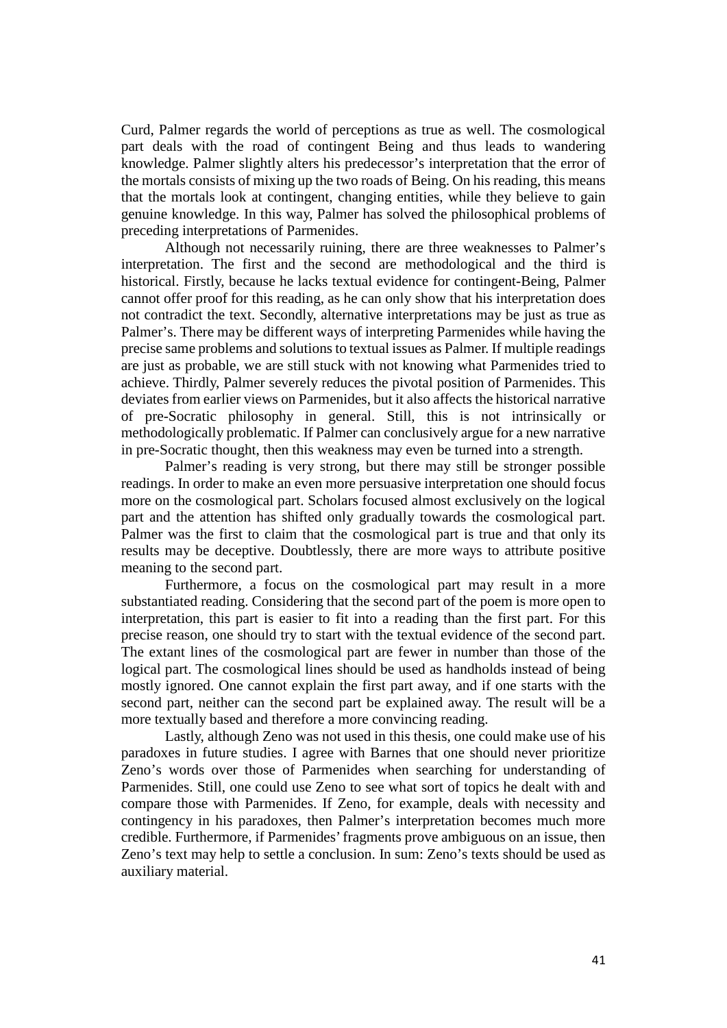Curd, Palmer regards the world of perceptions as true as well. The cosmological part deals with the road of contingent Being and thus leads to wandering knowledge. Palmer slightly alters his predecessor's interpretation that the error of the mortals consists of mixing up the two roads of Being. On his reading, this means that the mortals look at contingent, changing entities, while they believe to gain genuine knowledge. In this way, Palmer has solved the philosophical problems of preceding interpretations of Parmenides.

Although not necessarily ruining, there are three weaknesses to Palmer's interpretation. The first and the second are methodological and the third is historical. Firstly, because he lacks textual evidence for contingent-Being, Palmer cannot offer proof for this reading, as he can only show that his interpretation does not contradict the text. Secondly, alternative interpretations may be just as true as Palmer's. There may be different ways of interpreting Parmenides while having the precise same problems and solutions to textual issues as Palmer. If multiple readings are just as probable, we are still stuck with not knowing what Parmenides tried to achieve. Thirdly, Palmer severely reduces the pivotal position of Parmenides. This deviates from earlier views on Parmenides, but it also affects the historical narrative of pre-Socratic philosophy in general. Still, this is not intrinsically or methodologically problematic. If Palmer can conclusively argue for a new narrative in pre-Socratic thought, then this weakness may even be turned into a strength.

Palmer's reading is very strong, but there may still be stronger possible readings. In order to make an even more persuasive interpretation one should focus more on the cosmological part. Scholars focused almost exclusively on the logical part and the attention has shifted only gradually towards the cosmological part. Palmer was the first to claim that the cosmological part is true and that only its results may be deceptive. Doubtlessly, there are more ways to attribute positive meaning to the second part.

Furthermore, a focus on the cosmological part may result in a more substantiated reading. Considering that the second part of the poem is more open to interpretation, this part is easier to fit into a reading than the first part. For this precise reason, one should try to start with the textual evidence of the second part. The extant lines of the cosmological part are fewer in number than those of the logical part. The cosmological lines should be used as handholds instead of being mostly ignored. One cannot explain the first part away, and if one starts with the second part, neither can the second part be explained away. The result will be a more textually based and therefore a more convincing reading.

Lastly, although Zeno was not used in this thesis, one could make use of his paradoxes in future studies. I agree with Barnes that one should never prioritize Zeno's words over those of Parmenides when searching for understanding of Parmenides. Still, one could use Zeno to see what sort of topics he dealt with and compare those with Parmenides. If Zeno, for example, deals with necessity and contingency in his paradoxes, then Palmer's interpretation becomes much more credible. Furthermore, if Parmenides' fragments prove ambiguous on an issue, then Zeno's text may help to settle a conclusion. In sum: Zeno's texts should be used as auxiliary material.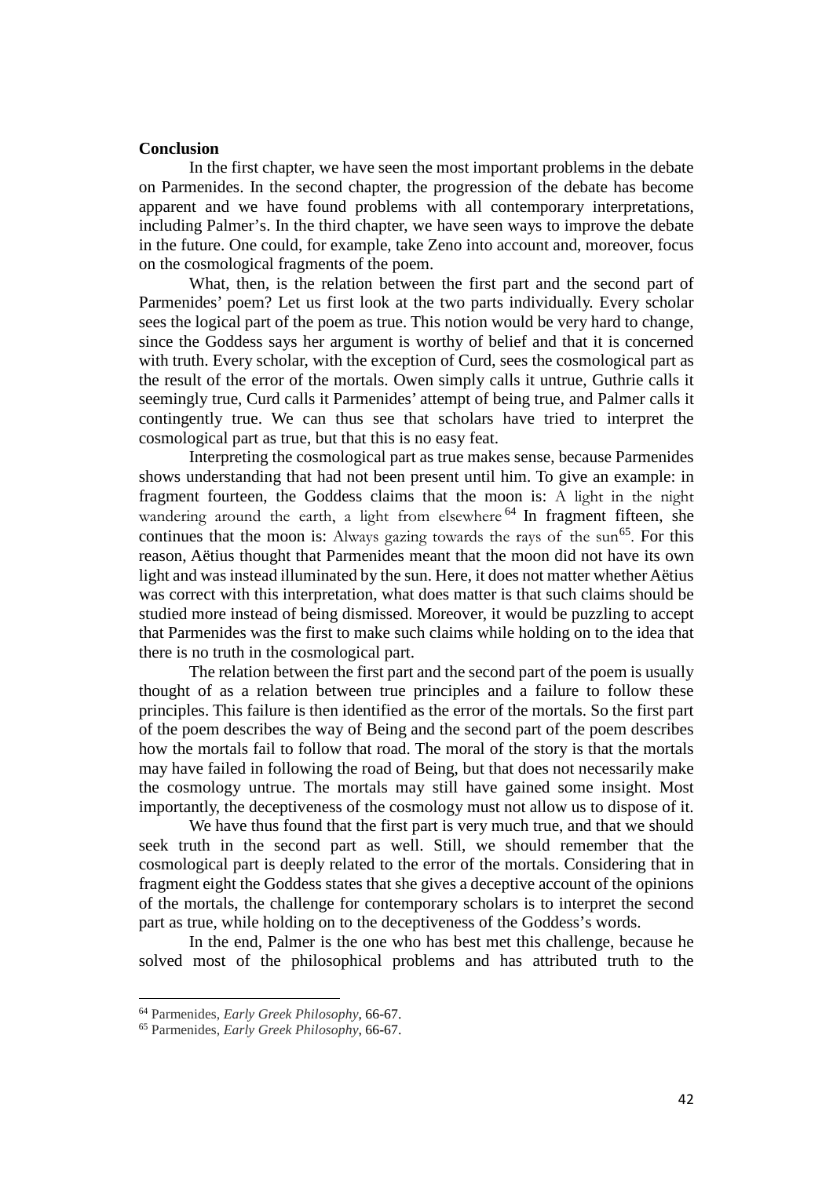**Conclusion**

In the first chapter, we have seen the most important problems in the debate on Parmenides. In the second chapter, the progression of the debate has become apparent and we have found problems with all contemporary interpretations, including Palmer's. In the third chapter, we have seen ways to improve the debate in the future. One could, for example, take Zeno into account and, moreover, focus on the cosmological fragments of the poem.

What, then, is the relation between the first part and the second part of Parmenides' poem? Let us first look at the two parts individually. Every scholar sees the logical part of the poem as true. This notion would be very hard to change, since the Goddess says her argument is worthy of belief and that it is concerned with truth. Every scholar, with the exception of Curd, sees the cosmological part as the result of the error of the mortals. Owen simply calls it untrue, Guthrie calls it seemingly true, Curd calls it Parmenides' attempt of being true, and Palmer calls it contingently true. We can thus see that scholars have tried to interpret the cosmological part as true, but that this is no easy feat.

Interpreting the cosmological part as true makes sense, because Parmenides shows understanding that had not been present until him. To give an example: in fragment fourteen, the Goddess claims that the moon is: A light in the night wandering around the earth, a light from elsewhere[64] In fragment fifteen, she continues that the moon is: Always gazing towards the rays of the sun[65]. For this reason, Aëtius thought that Parmenides meant that the moon did not have its own light and was instead illuminated by the sun. Here, it does not matter whether Aëtius was correct with this interpretation, what does matter is that such claims should be studied more instead of being dismissed. Moreover, it would be puzzling to accept that Parmenides was the first to make such claims while holding on to the idea that there is no truth in the cosmological part.

The relation between the first part and the second part of the poem is usually thought of as a relation between true principles and a failure to follow these principles. This failure is then identified as the error of the mortals. So the first part of the poem describes the way of Being and the second part of the poem describes how the mortals fail to follow that road. The moral of the story is that the mortals may have failed in following the road of Being, but that does not necessarily make the cosmology untrue. The mortals may still have gained some insight. Most importantly, the deceptiveness of the cosmology must not allow us to dispose of it.

We have thus found that the first part is very much true, and that we should seek truth in the second part as well. Still, we should remember that the cosmological part is deeply related to the error of the mortals. Considering that in fragment eight the Goddess states that she gives a deceptive account of the opinions of the mortals, the challenge for contemporary scholars is to interpret the second part as true, while holding on to the deceptiveness of the Goddess's words.

In the end, Palmer is the one who has best met this challenge, because he solved most of the philosophical problems and has attributed truth to the

---

[64] Parmenides, *Early Greek Philosophy*, 66-67.

[65] Parmenides, *Early Greek Philosophy*, 66-67.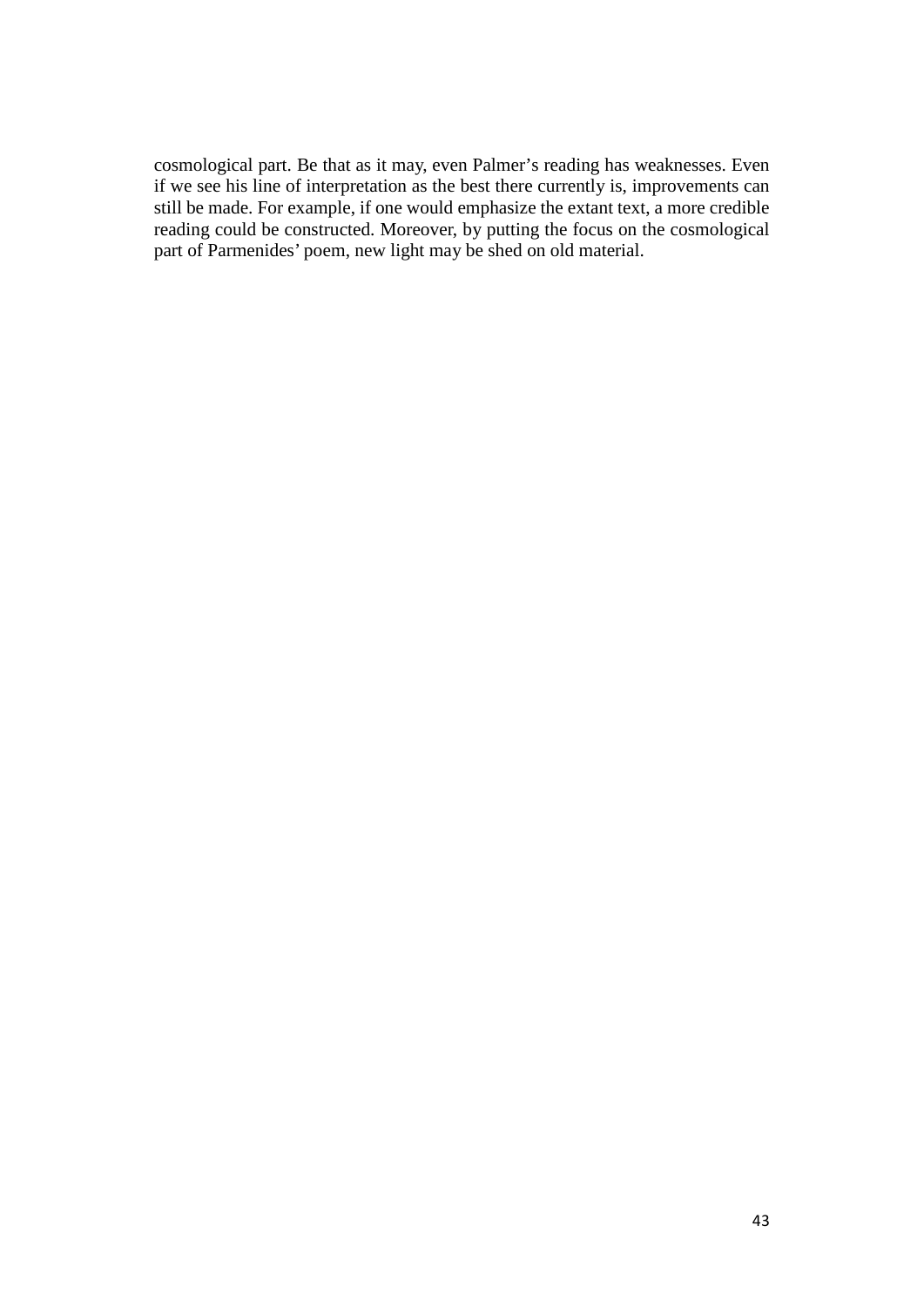cosmological part. Be that as it may, even Palmer's reading has weaknesses. Even if we see his line of interpretation as the best there currently is, improvements can still be made. For example, if one would emphasize the extant text, a more credible reading could be constructed. Moreover, by putting the focus on the cosmological part of Parmenides' poem, new light may be shed on old material.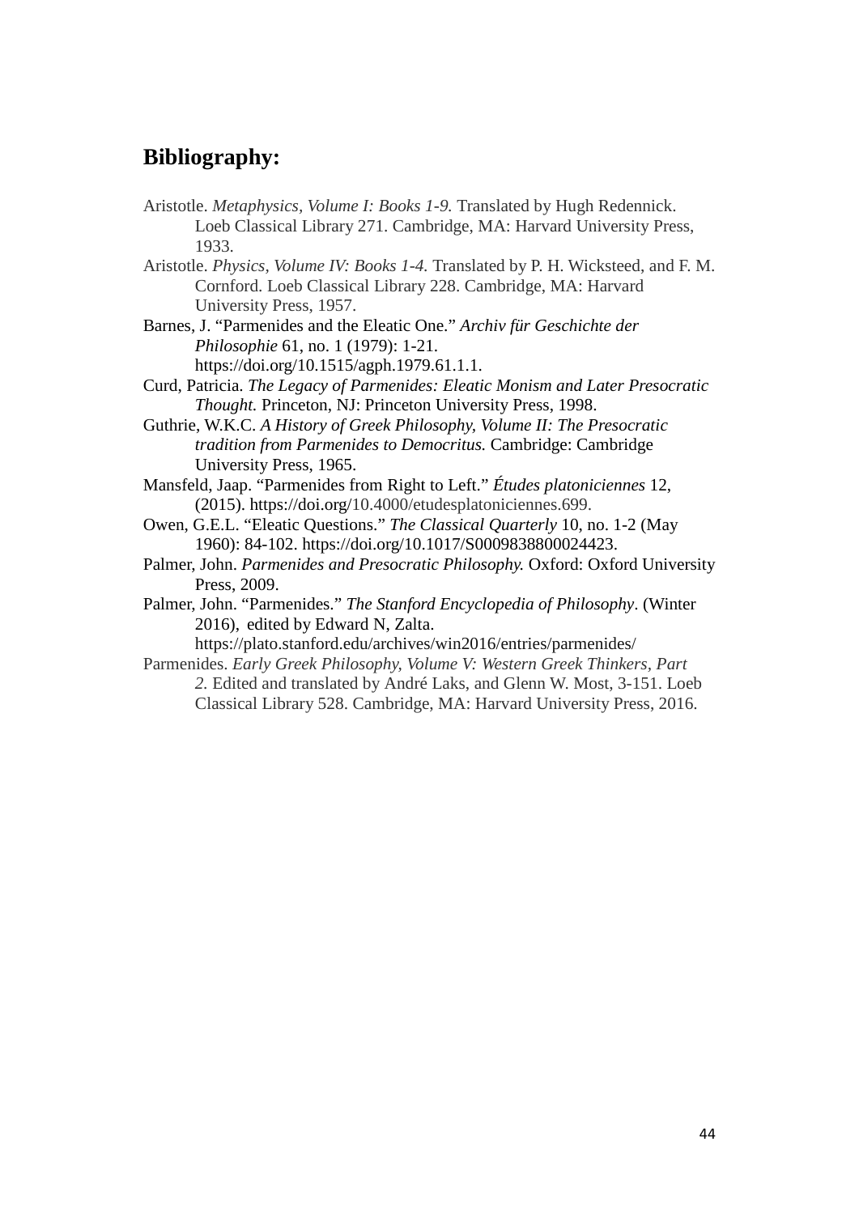## Bibliography:

Aristotle. *Metaphysics, Volume I: Books 1-9.* Translated by Hugh Redennick. Loeb Classical Library 271. Cambridge, MA: Harvard University Press, 1933.

Aristotle. *Physics, Volume IV: Books 1-4.* Translated by P. H. Wicksteed, and F. M. Cornford. Loeb Classical Library 228. Cambridge, MA: Harvard University Press, 1957.

Barnes, J. "Parmenides and the Eleatic One." *Archiv für Geschichte der Philosophie* 61, no. 1 (1979): 1-21. https://doi.org/10.1515/agph.1979.61.1.1.

Curd, Patricia. *The Legacy of Parmenides: Eleatic Monism and Later Presocratic Thought.* Princeton, NJ: Princeton University Press, 1998.

Guthrie, W.K.C. *A History of Greek Philosophy, Volume II: The Presocratic tradition from Parmenides to Democritus.* Cambridge: Cambridge University Press, 1965.

Mansfeld, Jaap. "Parmenides from Right to Left." *Études platoniciennes* 12, (2015). https://doi.org/10.4000/etudesplatoniciennes.699.

Owen, G.E.L. "Eleatic Questions." *The Classical Quarterly* 10, no. 1-2 (May 1960): 84-102. https://doi.org/10.1017/S0009838800024423.

Palmer, John. *Parmenides and Presocratic Philosophy.* Oxford: Oxford University Press, 2009.

Palmer, John. "Parmenides." *The Stanford Encyclopedia of Philosophy*. (Winter 2016), edited by Edward N, Zalta. https://plato.stanford.edu/archives/win2016/entries/parmenides/

Parmenides. *Early Greek Philosophy, Volume V: Western Greek Thinkers, Part 2.* Edited and translated by André Laks, and Glenn W. Most, 3-151. Loeb Classical Library 528. Cambridge, MA: Harvard University Press, 2016.